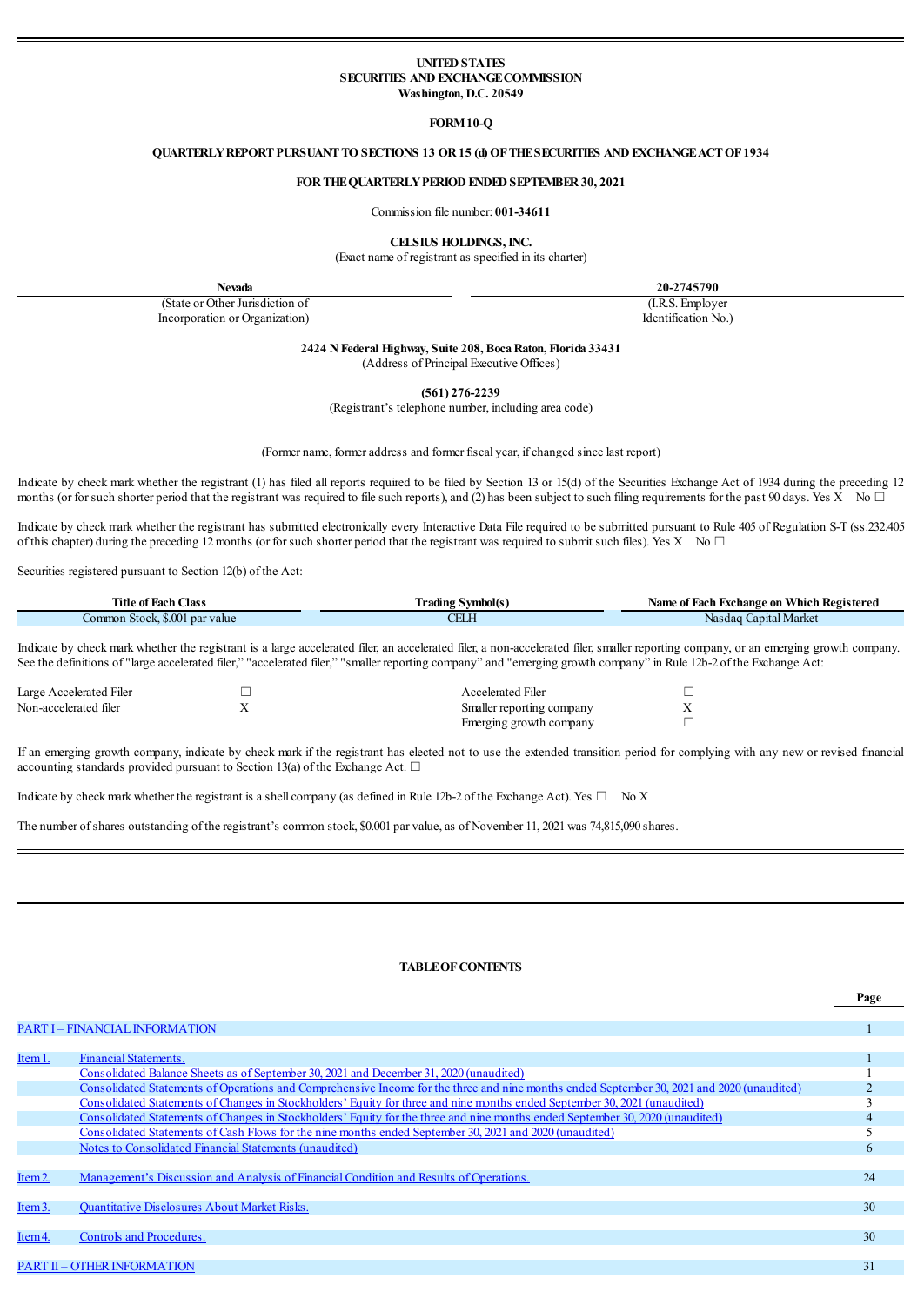**UNITED STATES**
**SECURITIES AND EXCHANGE COMMISSION**
**Washington, D.C. 20549**

**FORM 10-Q**

**QUARTERLY REPORT PURSUANT TO SECTIONS 13 OR 15 (d) OF THE SECURITIES AND EXCHANGE ACT OF 1934**

**FOR THE QUARTERLY PERIOD ENDED SEPTEMBER 30, 2021**

Commission file number: **001-34611**

**CELSIUS HOLDINGS, INC.**
(Exact name of registrant as specified in its charter)

| **Nevada** | **20-2745790** |
|---|---|
| (State or Other Jurisdiction of Incorporation or Organization) | (I.R.S. Employer Identification No.) |

**2424 N Federal Highway, Suite 208, Boca Raton, Florida 33431**
(Address of Principal Executive Offices)

**(561) 276-2239**
(Registrant's telephone number, including area code)

(Former name, former address and former fiscal year, if changed since last report)

Indicate by check mark whether the registrant (1) has filed all reports required to be filed by Section 13 or 15(d) of the Securities Exchange Act of 1934 during the preceding 12 months (or for such shorter period that the registrant was required to file such reports), and (2) has been subject to such filing requirements for the past 90 days. Yes X No ☐

Indicate by check mark whether the registrant has submitted electronically every Interactive Data File required to be submitted pursuant to Rule 405 of Regulation S-T (ss.232.405 of this chapter) during the preceding 12 months (or for such shorter period that the registrant was required to submit such files). Yes X No ☐

Securities registered pursuant to Section 12(b) of the Act:

| Title of Each Class | Trading Symbol(s) | Name of Each Exchange on Which Registered |
|---|---|---|
| Common Stock, $.001 par value | CELH | Nasdaq Capital Market |

Indicate by check mark whether the registrant is a large accelerated filer, an accelerated filer, a non-accelerated filer, smaller reporting company, or an emerging growth company. See the definitions of "large accelerated filer," "accelerated filer," "smaller reporting company" and "emerging growth company" in Rule 12b-2 of the Exchange Act:

| | | | |
|---|---|---|---|
| Large Accelerated Filer | ☐ | Accelerated Filer | ☐ |
| Non-accelerated filer | X | Smaller reporting company | X |
| | | Emerging growth company | ☐ |

If an emerging growth company, indicate by check mark if the registrant has elected not to use the extended transition period for complying with any new or revised financial accounting standards provided pursuant to Section 13(a) of the Exchange Act. ☐

Indicate by check mark whether the registrant is a shell company (as defined in Rule 12b-2 of the Exchange Act). Yes ☐ No X

The number of shares outstanding of the registrant's common stock, $0.001 par value, as of November 11, 2021 was 74,815,090 shares.

**TABLE OF CONTENTS**

| | | Page |
|---|---|---|
| PART I – FINANCIAL INFORMATION | | 1 |
| Item 1. | Financial Statements. | 1 |
| | Consolidated Balance Sheets as of September 30, 2021 and December 31, 2020 (unaudited) | 1 |
| | Consolidated Statements of Operations and Comprehensive Income for the three and nine months ended September 30, 2021 and 2020 (unaudited) | 2 |
| | Consolidated Statements of Changes in Stockholders' Equity for three and nine months ended September 30, 2021 (unaudited) | 3 |
| | Consolidated Statements of Changes in Stockholders' Equity for the three and nine months ended September 30, 2020 (unaudited) | 4 |
| | Consolidated Statements of Cash Flows for the nine months ended September 30, 2021 and 2020 (unaudited) | 5 |
| | Notes to Consolidated Financial Statements (unaudited) | 6 |
| Item 2. | Management's Discussion and Analysis of Financial Condition and Results of Operations. | 24 |
| Item 3. | Quantitative Disclosures About Market Risks. | 30 |
| Item 4. | Controls and Procedures. | 30 |
| PART II – OTHER INFORMATION | | 31 |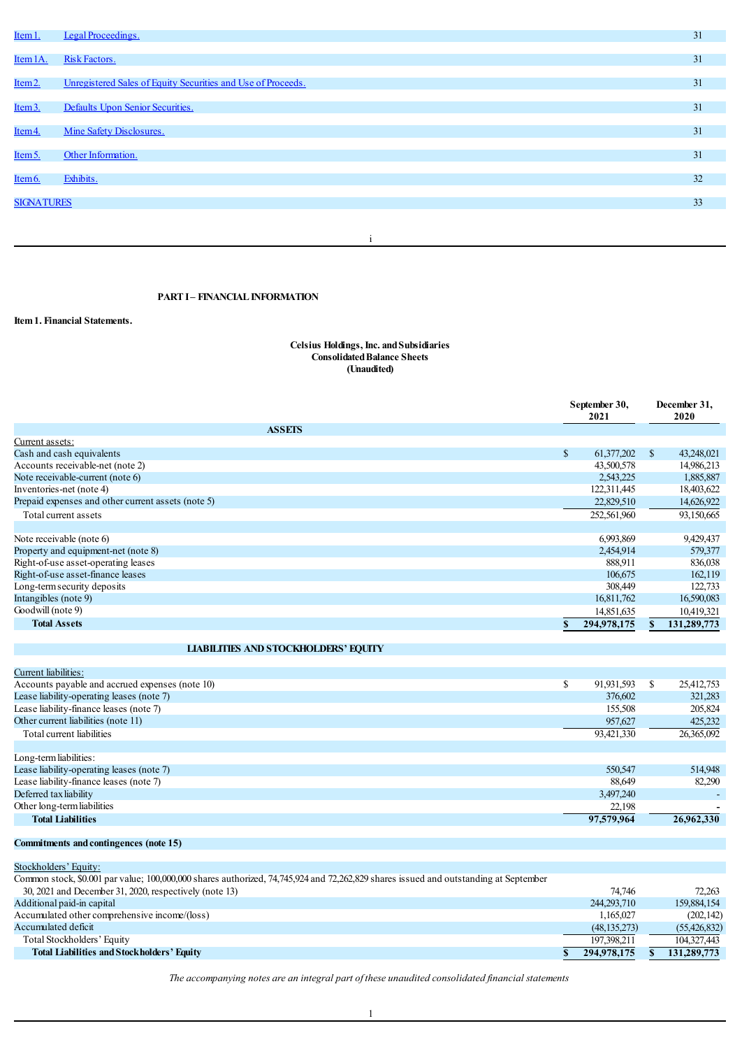| | | |
|---|---|---|
| Item 1. | Legal Proceedings. | 31 |
| Item 1A. | Risk Factors. | 31 |
| Item 2. | Unregistered Sales of Equity Securities and Use of Proceeds. | 31 |
| Item 3. | Defaults Upon Senior Securities. | 31 |
| Item 4. | Mine Safety Disclosures. | 31 |
| Item 5. | Other Information. | 31 |
| Item 6. | Exhibits. | 32 |
| SIGNATURES | | 33 |

**PART I – FINANCIAL INFORMATION**

**Item 1. Financial Statements.**

**Celsius Holdings, Inc. and Subsidiaries**
**Consolidated Balance Sheets**
**(Unaudited)**

| | September 30, 2021 | December 31, 2020 |
|---|---|---|
| **ASSETS** | | |
| Current assets: | | |
| Cash and cash equivalents | $ 61,377,202 | $ 43,248,021 |
| Accounts receivable-net (note 2) | 43,500,578 | 14,986,213 |
| Note receivable-current (note 6) | 2,543,225 | 1,885,887 |
| Inventories-net (note 4) | 122,311,445 | 18,403,622 |
| Prepaid expenses and other current assets (note 5) | 22,829,510 | 14,626,922 |
| Total current assets | 252,561,960 | 93,150,665 |
| | | |
| Note receivable (note 6) | 6,993,869 | 9,429,437 |
| Property and equipment-net (note 8) | 2,454,914 | 579,377 |
| Right-of-use asset-operating leases | 888,911 | 836,038 |
| Right-of-use asset-finance leases | 106,675 | 162,119 |
| Long-term security deposits | 308,449 | 122,733 |
| Intangibles (note 9) | 16,811,762 | 16,590,083 |
| Goodwill (note 9) | 14,851,635 | 10,419,321 |
| **Total Assets** | **$ 294,978,175** | **$ 131,289,773** |
| **LIABILITIES AND STOCKHOLDERS' EQUITY** | | |
| Current liabilities: | | |
| Accounts payable and accrued expenses (note 10) | $ 91,931,593 | $ 25,412,753 |
| Lease liability-operating leases (note 7) | 376,602 | 321,283 |
| Lease liability-finance leases (note 7) | 155,508 | 205,824 |
| Other current liabilities (note 11) | 957,627 | 425,232 |
| Total current liabilities | 93,421,330 | 26,365,092 |
| | | |
| Long-term liabilities: | | |
| Lease liability-operating leases (note 7) | 550,547 | 514,948 |
| Lease liability-finance leases (note 7) | 88,649 | 82,290 |
| Deferred tax liability | 3,497,240 | - |
| Other long-term liabilities | 22,198 | - |
| **Total Liabilities** | **97,579,964** | **26,962,330** |
| | | |
| **Commitments and contingences (note 15)** | | |
| | | |
| Stockholders' Equity: | | |
| Common stock, $0.001 par value; 100,000,000 shares authorized, 74,745,924 and 72,262,829 shares issued and outstanding at September 30, 2021 and December 31, 2020, respectively (note 13) | 74,746 | 72,263 |
| Additional paid-in capital | 244,293,710 | 159,884,154 |
| Accumulated other comprehensive income/(loss) | 1,165,027 | (202,142) |
| Accumulated deficit | (48,135,273) | (55,426,832) |
| Total Stockholders' Equity | 197,398,211 | 104,327,443 |
| **Total Liabilities and Stockholders' Equity** | **$ 294,978,175** | **$ 131,289,773** |

*The accompanying notes are an integral part of these unaudited consolidated financial statements*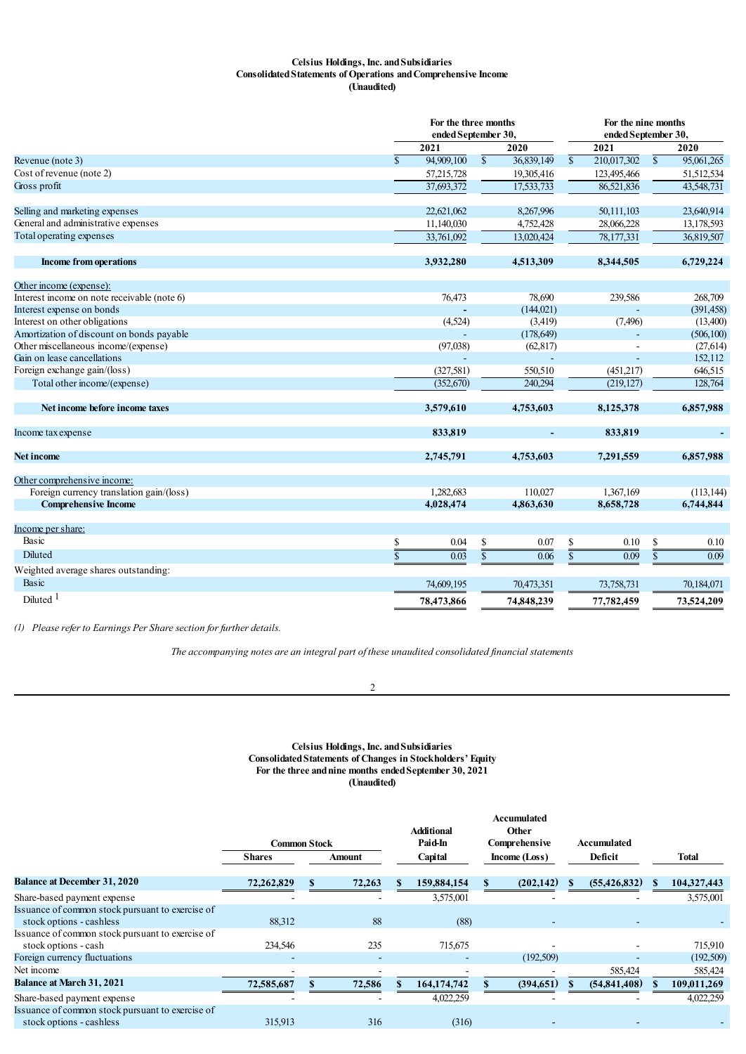## Celsius Holdings, Inc. and Subsidiaries
## Consolidated Statements of Operations and Comprehensive Income
## (Unaudited)

| | For the three months ended September 30, 2021 | For the three months ended September 30, 2020 | For the nine months ended September 30, 2021 | For the nine months ended September 30, 2020 |
|---|---|---|---|---|
| Revenue (note 3) | $ 94,909,100 | $ 36,839,149 | $ 210,017,302 | $ 95,061,265 |
| Cost of revenue (note 2) | 57,215,728 | 19,305,416 | 123,495,466 | 51,512,534 |
| Gross profit | 37,693,372 | 17,533,733 | 86,521,836 | 43,548,731 |
| | | | | |
| Selling and marketing expenses | 22,621,062 | 8,267,996 | 50,111,103 | 23,640,914 |
| General and administrative expenses | 11,140,030 | 4,752,428 | 28,066,228 | 13,178,593 |
| Total operating expenses | 33,761,092 | 13,020,424 | 78,177,331 | 36,819,507 |
| | | | | |
| **Income from operations** | **3,932,280** | **4,513,309** | **8,344,505** | **6,729,224** |
| | | | | |
| Other income (expense): | | | | |
| Interest income on note receivable (note 6) | 76,473 | 78,690 | 239,586 | 268,709 |
| Interest expense on bonds | - | (144,021) | - | (391,458) |
| Interest on other obligations | (4,524) | (3,419) | (7,496) | (13,400) |
| Amortization of discount on bonds payable | - | (178,649) | - | (506,100) |
| Other miscellaneous income/(expense) | (97,038) | (62,817) | - | (27,614) |
| Gain on lease cancellations | - | - | - | 152,112 |
| Foreign exchange gain/(loss) | (327,581) | 550,510 | (451,217) | 646,515 |
| Total other income/(expense) | (352,670) | 240,294 | (219,127) | 128,764 |
| | | | | |
| **Net income before income taxes** | **3,579,610** | **4,753,603** | **8,125,378** | **6,857,988** |
| | | | | |
| Income tax expense | **833,819** | **-** | **833,819** | **-** |
| | | | | |
| **Net income** | **2,745,791** | **4,753,603** | **7,291,559** | **6,857,988** |
| | | | | |
| Other comprehensive income: | | | | |
| Foreign currency translation gain/(loss) | 1,282,683 | 110,027 | 1,367,169 | (113,144) |
| **Comprehensive Income** | **4,028,474** | **4,863,630** | **8,658,728** | **6,744,844** |
| | | | | |
| Income per share: | | | | |
| Basic | $ 0.04 | $ 0.07 | $ 0.10 | $ 0.10 |
| Diluted | $ 0.03 | $ 0.06 | $ 0.09 | $ 0.09 |
| Weighted average shares outstanding: | | | | |
| Basic | 74,609,195 | 70,473,351 | 73,758,731 | 70,184,071 |
| Diluted [1] | **78,473,866** | **74,848,239** | **77,782,459** | **73,524,209** |

*(1) Please refer to Earnings Per Share section for further details.*

*The accompanying notes are an integral part of these unaudited consolidated financial statements*

## Celsius Holdings, Inc. and Subsidiaries
## Consolidated Statements of Changes in Stockholders' Equity
## For the three and nine months ended September 30, 2021
## (Unaudited)

| | Common Stock Shares | Common Stock Amount | Additional Paid-In Capital | Accumulated Other Comprehensive Income (Loss) | Accumulated Deficit | Total |
|---|---|---|---|---|---|---|
| **Balance at December 31, 2020** | **72,262,829** | **$ 72,263** | **$ 159,884,154** | **$ (202,142)** | **$ (55,426,832)** | **$ 104,327,443** |
| Share-based payment expense | - | - | 3,575,001 | - | - | 3,575,001 |
| Issuance of common stock pursuant to exercise of stock options - cashless | 88,312 | 88 | (88) | - | - | - |
| Issuance of common stock pursuant to exercise of stock options - cash | 234,546 | 235 | 715,675 | - | - | 715,910 |
| Foreign currency fluctuations | - | - | - | (192,509) | - | (192,509) |
| Net income | - | - | - | - | 585,424 | 585,424 |
| **Balance at March 31, 2021** | **72,585,687** | **$ 72,586** | **$ 164,174,742** | **$ (394,651)** | **$ (54,841,408)** | **$ 109,011,269** |
| Share-based payment expense | - | - | 4,022,259 | - | - | 4,022,259 |
| Issuance of common stock pursuant to exercise of stock options - cashless | 315,913 | 316 | (316) | - | - | - |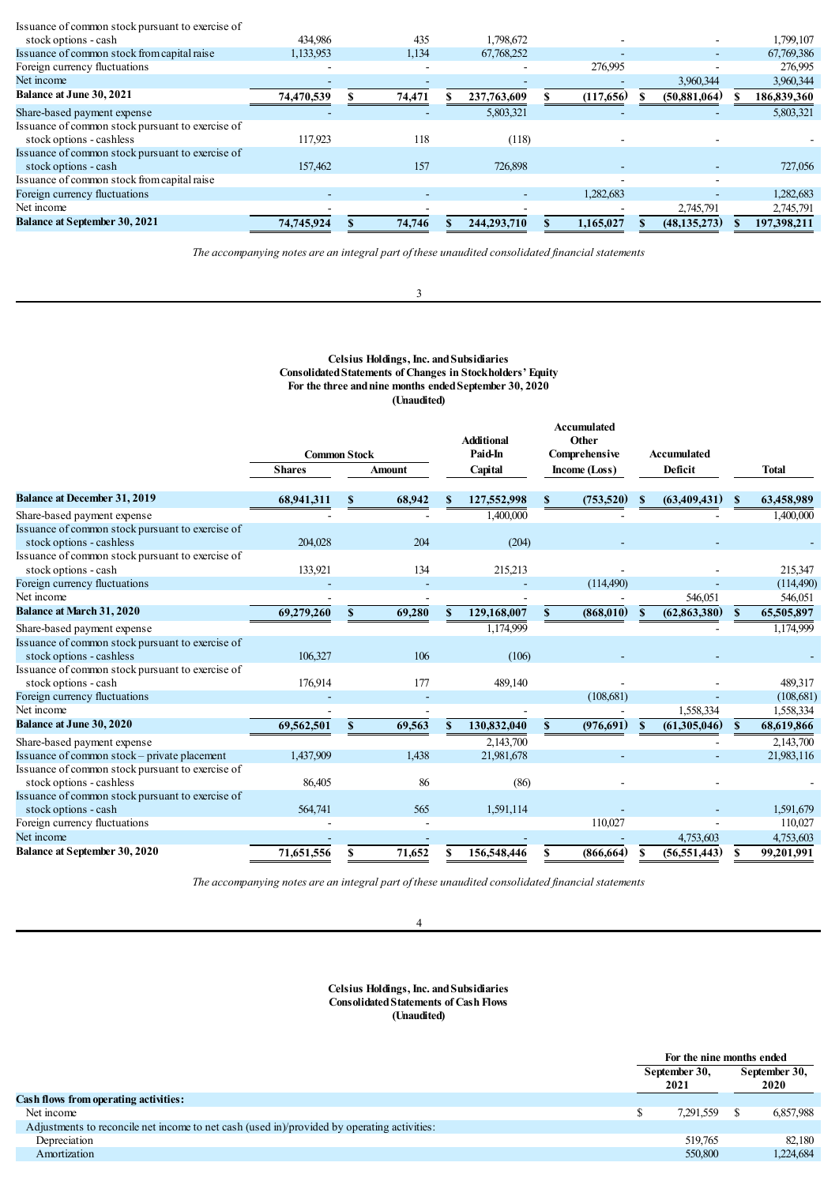| | Shares | Amount | Additional Paid-In Capital | Accumulated Other Comprehensive Income (Loss) | Accumulated Deficit | Total |
|---|---|---|---|---|---|---|
| Issuance of common stock pursuant to exercise of stock options - cash | 434,986 | 435 | 1,798,672 | - | - | 1,799,107 |
| Issuance of common stock from capital raise | 1,133,953 | 1,134 | 67,768,252 | - | - | 67,769,386 |
| Foreign currency fluctuations | - | - | - | 276,995 | - | 276,995 |
| Net income | - | - | - | - | 3,960,344 | 3,960,344 |
| **Balance at June 30, 2021** | **74,470,539** | **$ 74,471** | **$ 237,763,609** | **$ (117,656)** | **$ (50,881,064)** | **$ 186,839,360** |
| Share-based payment expense | - | - | 5,803,321 | - | - | 5,803,321 |
| Issuance of common stock pursuant to exercise of stock options - cashless | 117,923 | 118 | (118) | - | - | - |
| Issuance of common stock pursuant to exercise of stock options - cash | 157,462 | 157 | 726,898 | - | - | 727,056 |
| Issuance of common stock from capital raise | | | | - | - | |
| Foreign currency fluctuations | - | - | - | 1,282,683 | - | 1,282,683 |
| Net income | - | - | - | - | 2,745,791 | 2,745,791 |
| **Balance at September 30, 2021** | **74,745,924** | **$ 74,746** | **$ 244,293,710** | **$ 1,165,027** | **$ (48,135,273)** | **$ 197,398,211** |

*The accompanying notes are an integral part of these unaudited consolidated financial statements*

**Celsius Holdings, Inc. and Subsidiaries**
**Consolidated Statements of Changes in Stockholders' Equity**
**For the three and nine months ended September 30, 2020**
**(Unaudited)**

| | Common Stock | | Additional Paid-In Capital | Accumulated Other Comprehensive Income (Loss) | Accumulated Deficit | Total |
|---|---|---|---|---|---|---|
| | Shares | Amount | | | | |
| **Balance at December 31, 2019** | **68,941,311** | **$ 68,942** | **$ 127,552,998** | **$ (753,520)** | **$ (63,409,431)** | **$ 63,458,989** |
| Share-based payment expense | - | - | 1,400,000 | - | - | 1,400,000 |
| Issuance of common stock pursuant to exercise of stock options - cashless | 204,028 | 204 | (204) | - | - | - |
| Issuance of common stock pursuant to exercise of stock options - cash | 133,921 | 134 | 215,213 | - | - | 215,347 |
| Foreign currency fluctuations | - | - | - | (114,490) | - | (114,490) |
| Net income | - | - | - | - | 546,051 | 546,051 |
| **Balance at March 31, 2020** | **69,279,260** | **$ 69,280** | **$ 129,168,007** | **$ (868,010)** | **$ (62,863,380)** | **$ 65,505,897** |
| Share-based payment expense | | | 1,174,999 | | - | 1,174,999 |
| Issuance of common stock pursuant to exercise of stock options - cashless | 106,327 | 106 | (106) | - | - | - |
| Issuance of common stock pursuant to exercise of stock options - cash | 176,914 | 177 | 489,140 | - | - | 489,317 |
| Foreign currency fluctuations | - | - | - | (108,681) | - | (108,681) |
| Net income | - | - | - | - | 1,558,334 | 1,558,334 |
| **Balance at June 30, 2020** | **69,562,501** | **$ 69,563** | **$ 130,832,040** | **$ (976,691)** | **$ (61,305,046)** | **$ 68,619,866** |
| Share-based payment expense | | | 2,143,700 | | - | 2,143,700 |
| Issuance of common stock – private placement | 1,437,909 | 1,438 | 21,981,678 | - | - | 21,983,116 |
| Issuance of common stock pursuant to exercise of stock options - cashless | 86,405 | 86 | (86) | - | - | - |
| Issuance of common stock pursuant to exercise of stock options - cash | 564,741 | 565 | 1,591,114 | - | - | 1,591,679 |
| Foreign currency fluctuations | - | - | | 110,027 | - | 110,027 |
| Net income | - | - | - | - | 4,753,603 | 4,753,603 |
| **Balance at September 30, 2020** | **71,651,556** | **$ 71,652** | **$ 156,548,446** | **$ (866,664)** | **$ (56,551,443)** | **$ 99,201,991** |

*The accompanying notes are an integral part of these unaudited consolidated financial statements*

**Celsius Holdings, Inc. and Subsidiaries**
**Consolidated Statements of Cash Flows**
**(Unaudited)**

| | For the nine months ended | |
|---|---|---|
| | September 30, 2021 | September 30, 2020 |
| **Cash flows from operating activities:** | | |
| Net income | $ 7,291,559 | $ 6,857,988 |
| Adjustments to reconcile net income to net cash (used in)/provided by operating activities: | | |
| Depreciation | 519,765 | 82,180 |
| Amortization | 550,800 | 1,224,684 |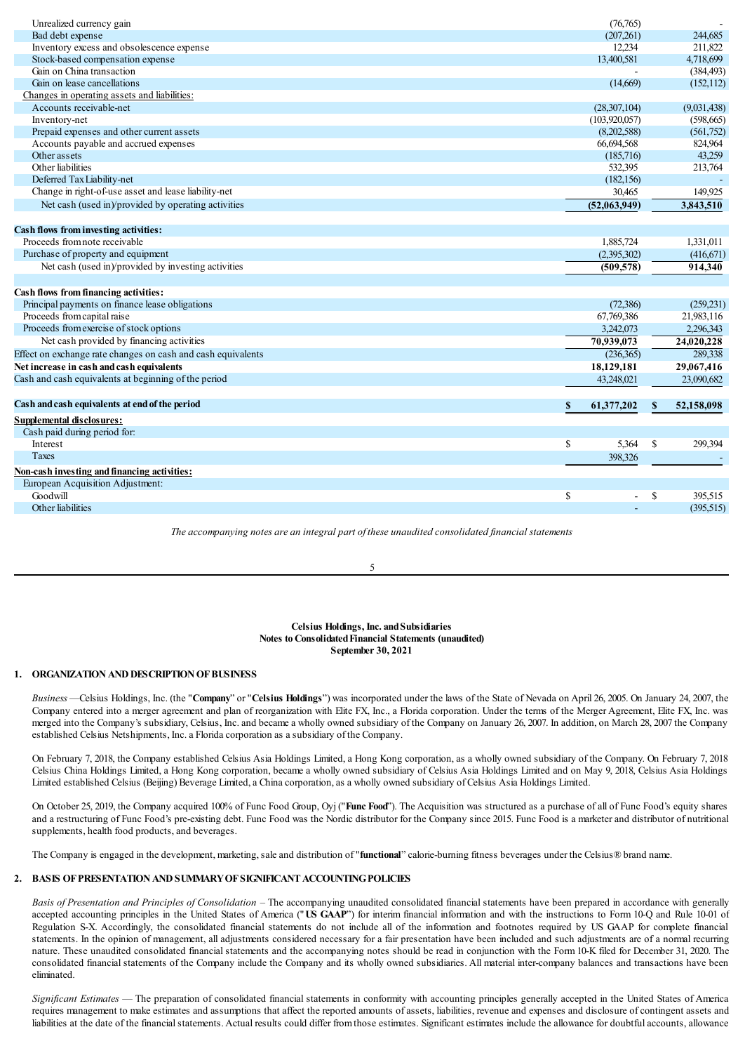| | | |
|---|---|---|
| Unrealized currency gain | (76,765) | - |
| Bad debt expense | (207,261) | 244,685 |
| Inventory excess and obsolescence expense | 12,234 | 211,822 |
| Stock-based compensation expense | 13,400,581 | 4,718,699 |
| Gain on China transaction | - | (384,493) |
| Gain on lease cancellations | (14,669) | (152,112) |
| Changes in operating assets and liabilities: | | |
| Accounts receivable-net | (28,307,104) | (9,031,438) |
| Inventory-net | (103,920,057) | (598,665) |
| Prepaid expenses and other current assets | (8,202,588) | (561,752) |
| Accounts payable and accrued expenses | 66,694,568 | 824,964 |
| Other assets | (185,716) | 43,259 |
| Other liabilities | 532,395 | 213,764 |
| Deferred Tax Liability-net | (182,156) | - |
| Change in right-of-use asset and lease liability-net | 30,465 | 149,925 |
| Net cash (used in)/provided by operating activities | **(52,063,949)** | **3,843,510** |
| | | |
| **Cash flows from investing activities:** | | |
| Proceeds from note receivable | 1,885,724 | 1,331,011 |
| Purchase of property and equipment | (2,395,302) | (416,671) |
| Net cash (used in)/provided by investing activities | **(509,578)** | **914,340** |
| | | |
| **Cash flows from financing activities:** | | |
| Principal payments on finance lease obligations | (72,386) | (259,231) |
| Proceeds from capital raise | 67,769,386 | 21,983,116 |
| Proceeds from exercise of stock options | 3,242,073 | 2,296,343 |
| Net cash provided by financing activities | **70,939,073** | **24,020,228** |
| Effect on exchange rate changes on cash and cash equivalents | (236,365) | 289,338 |
| **Net increase in cash and cash equivalents** | **18,129,181** | **29,067,416** |
| Cash and cash equivalents at beginning of the period | 43,248,021 | 23,090,682 |
| | | |
| **Cash and cash equivalents at end of the period** | **$ 61,377,202** | **$ 52,158,098** |
| **Supplemental disclosures:** | | |
| Cash paid during period for: | | |
| Interest | $ 5,364 | $ 299,394 |
| Taxes | 398,326 | - |
| **Non-cash investing and financing activities:** | | |
| European Acquisition Adjustment: | | |
| Goodwill | $ - | $ 395,515 |
| Other liabilities | - | (395,515) |

*The accompanying notes are an integral part of these unaudited consolidated financial statements*

**Celsius Holdings, Inc. and Subsidiaries**
**Notes to Consolidated Financial Statements (unaudited)**
**September 30, 2021**

## 1. ORGANIZATION AND DESCRIPTION OF BUSINESS

*Business* —Celsius Holdings, Inc. (the "**Company**" or "**Celsius Holdings**") was incorporated under the laws of the State of Nevada on April 26, 2005. On January 24, 2007, the Company entered into a merger agreement and plan of reorganization with Elite FX, Inc., a Florida corporation. Under the terms of the Merger Agreement, Elite FX, Inc. was merged into the Company's subsidiary, Celsius, Inc. and became a wholly owned subsidiary of the Company on January 26, 2007. In addition, on March 28, 2007 the Company established Celsius Netshipments, Inc. a Florida corporation as a subsidiary of the Company.

On February 7, 2018, the Company established Celsius Asia Holdings Limited, a Hong Kong corporation, as a wholly owned subsidiary of the Company. On February 7, 2018 Celsius China Holdings Limited, a Hong Kong corporation, became a wholly owned subsidiary of Celsius Asia Holdings Limited and on May 9, 2018, Celsius Asia Holdings Limited established Celsius (Beijing) Beverage Limited, a China corporation, as a wholly owned subsidiary of Celsius Asia Holdings Limited.

On October 25, 2019, the Company acquired 100% of Func Food Group, Oyj ("**Func Food**"). The Acquisition was structured as a purchase of all of Func Food's equity shares and a restructuring of Func Food's pre-existing debt. Func Food was the Nordic distributor for the Company since 2015. Func Food is a marketer and distributor of nutritional supplements, health food products, and beverages.

The Company is engaged in the development, marketing, sale and distribution of "**functional**" calorie-burning fitness beverages under the Celsius® brand name.

## 2. BASIS OF PRESENTATION AND SUMMARY OF SIGNIFICANT ACCOUNTING POLICIES

*Basis of Presentation and Principles of Consolidation* – The accompanying unaudited consolidated financial statements have been prepared in accordance with generally accepted accounting principles in the United States of America ("**US GAAP**") for interim financial information and with the instructions to Form 10-Q and Rule 10-01 of Regulation S-X. Accordingly, the consolidated financial statements do not include all of the information and footnotes required by US GAAP for complete financial statements. In the opinion of management, all adjustments considered necessary for a fair presentation have been included and such adjustments are of a normal recurring nature. These unaudited consolidated financial statements and the accompanying notes should be read in conjunction with the Form 10-K filed for December 31, 2020. The consolidated financial statements of the Company include the Company and its wholly owned subsidiaries. All material inter-company balances and transactions have been eliminated.

*Significant Estimates* — The preparation of consolidated financial statements in conformity with accounting principles generally accepted in the United States of America requires management to make estimates and assumptions that affect the reported amounts of assets, liabilities, revenue and expenses and disclosure of contingent assets and liabilities at the date of the financial statements. Actual results could differ from those estimates. Significant estimates include the allowance for doubtful accounts, allowance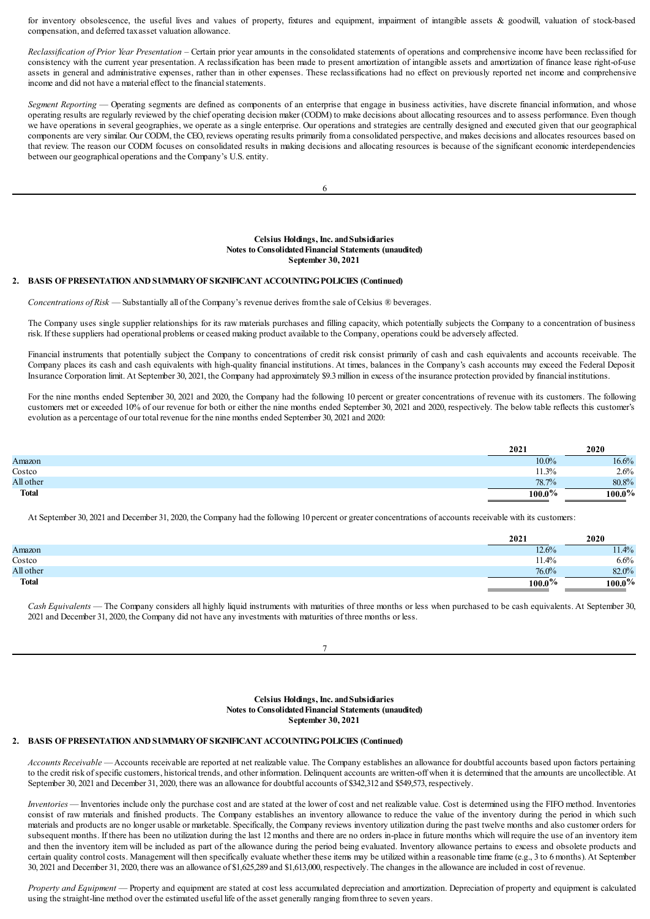for inventory obsolescence, the useful lives and values of property, fixtures and equipment, impairment of intangible assets & goodwill, valuation of stock-based compensation, and deferred tax asset valuation allowance.

*Reclassification of Prior Year Presentation* – Certain prior year amounts in the consolidated statements of operations and comprehensive income have been reclassified for consistency with the current year presentation. A reclassification has been made to present amortization of intangible assets and amortization of finance lease right-of-use assets in general and administrative expenses, rather than in other expenses. These reclassifications had no effect on previously reported net income and comprehensive income and did not have a material effect to the financial statements.

*Segment Reporting* — Operating segments are defined as components of an enterprise that engage in business activities, have discrete financial information, and whose operating results are regularly reviewed by the chief operating decision maker (CODM) to make decisions about allocating resources and to assess performance. Even though we have operations in several geographies, we operate as a single enterprise. Our operations and strategies are centrally designed and executed given that our geographical components are very similar. Our CODM, the CEO, reviews operating results primarily from a consolidated perspective, and makes decisions and allocates resources based on that review. The reason our CODM focuses on consolidated results in making decisions and allocating resources is because of the significant economic interdependencies between our geographical operations and the Company's U.S. entity.

**Celsius Holdings, Inc. and Subsidiaries**
**Notes to Consolidated Financial Statements (unaudited)**
**September 30, 2021**

## 2. BASIS OF PRESENTATION AND SUMMARY OF SIGNIFICANT ACCOUNTING POLICIES (Continued)

*Concentrations of Risk* — Substantially all of the Company's revenue derives from the sale of Celsius ® beverages.

The Company uses single supplier relationships for its raw materials purchases and filling capacity, which potentially subjects the Company to a concentration of business risk. If these suppliers had operational problems or ceased making product available to the Company, operations could be adversely affected.

Financial instruments that potentially subject the Company to concentrations of credit risk consist primarily of cash and cash equivalents and accounts receivable. The Company places its cash and cash equivalents with high-quality financial institutions. At times, balances in the Company's cash accounts may exceed the Federal Deposit Insurance Corporation limit. At September 30, 2021, the Company had approximately $9.3 million in excess of the insurance protection provided by financial institutions.

For the nine months ended September 30, 2021 and 2020, the Company had the following 10 percent or greater concentrations of revenue with its customers. The following customers met or exceeded 10% of our revenue for both or either the nine months ended September 30, 2021 and 2020, respectively. The below table reflects this customer's evolution as a percentage of our total revenue for the nine months ended September 30, 2021 and 2020:

| | 2021 | 2020 |
|---|---|---|
| Amazon | 10.0% | 16.6% |
| Costco | 11.3% | 2.6% |
| All other | 78.7% | 80.8% |
| **Total** | **100.0%** | **100.0%** |

At September 30, 2021 and December 31, 2020, the Company had the following 10 percent or greater concentrations of accounts receivable with its customers:

| | 2021 | 2020 |
|---|---|---|
| Amazon | 12.6% | 11.4% |
| Costco | 11.4% | 6.6% |
| All other | 76.0% | 82.0% |
| **Total** | **100.0%** | **100.0%** |

*Cash Equivalents* — The Company considers all highly liquid instruments with maturities of three months or less when purchased to be cash equivalents. At September 30, 2021 and December 31, 2020, the Company did not have any investments with maturities of three months or less.

**Celsius Holdings, Inc. and Subsidiaries**
**Notes to Consolidated Financial Statements (unaudited)**
**September 30, 2021**

## 2. BASIS OF PRESENTATION AND SUMMARY OF SIGNIFICANT ACCOUNTING POLICIES (Continued)

*Accounts Receivable* — Accounts receivable are reported at net realizable value. The Company establishes an allowance for doubtful accounts based upon factors pertaining to the credit risk of specific customers, historical trends, and other information. Delinquent accounts are written-off when it is determined that the amounts are uncollectible. At September 30, 2021 and December 31, 2020, there was an allowance for doubtful accounts of $342,312 and $549,573, respectively.

*Inventories* — Inventories include only the purchase cost and are stated at the lower of cost and net realizable value. Cost is determined using the FIFO method. Inventories consist of raw materials and finished products. The Company establishes an inventory allowance to reduce the value of the inventory during the period in which such materials and products are no longer usable or marketable. Specifically, the Company reviews inventory utilization during the past twelve months and also customer orders for subsequent months. If there has been no utilization during the last 12 months and there are no orders in-place in future months which will require the use of an inventory item and then the inventory item will be included as part of the allowance during the period being evaluated. Inventory allowance pertains to excess and obsolete products and certain quality control costs. Management will then specifically evaluate whether these items may be utilized within a reasonable time frame (e.g., 3 to 6 months). At September 30, 2021 and December 31, 2020, there was an allowance of $1,625,289 and $1,613,000, respectively. The changes in the allowance are included in cost of revenue.

*Property and Equipment* — Property and equipment are stated at cost less accumulated depreciation and amortization. Depreciation of property and equipment is calculated using the straight-line method over the estimated useful life of the asset generally ranging from three to seven years.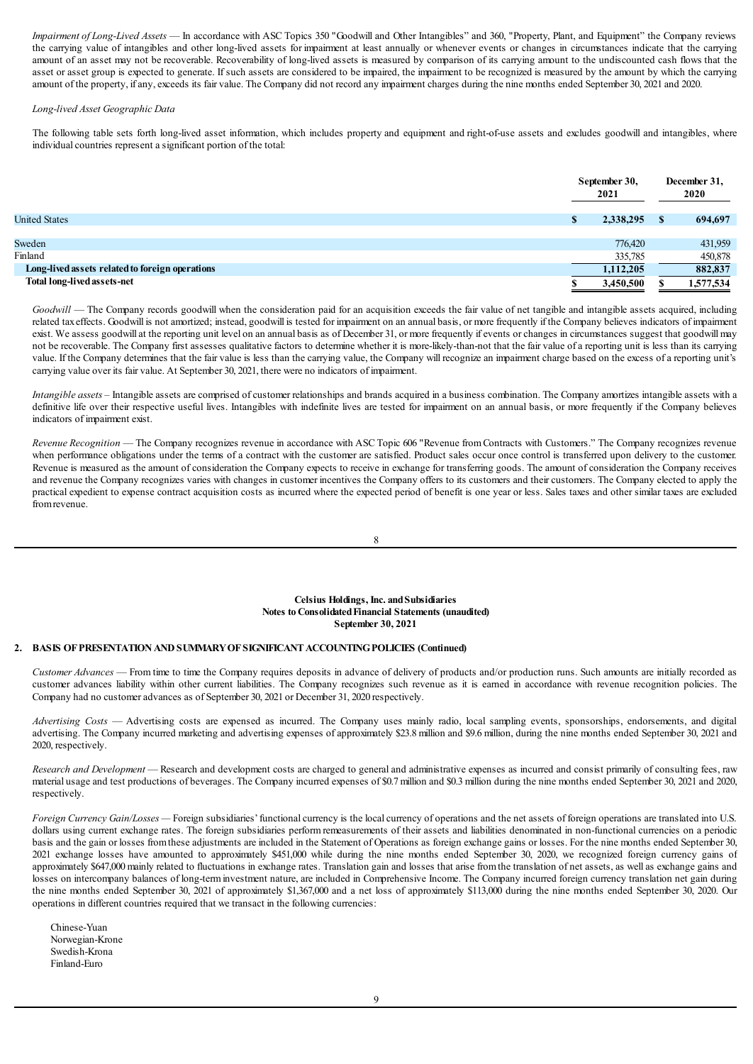*Impairment of Long-Lived Assets* — In accordance with ASC Topics 350 "Goodwill and Other Intangibles" and 360, "Property, Plant, and Equipment" the Company reviews the carrying value of intangibles and other long-lived assets for impairment at least annually or whenever events or changes in circumstances indicate that the carrying amount of an asset may not be recoverable. Recoverability of long-lived assets is measured by comparison of its carrying amount to the undiscounted cash flows that the asset or asset group is expected to generate. If such assets are considered to be impaired, the impairment to be recognized is measured by the amount by which the carrying amount of the property, if any, exceeds its fair value. The Company did not record any impairment charges during the nine months ended September 30, 2021 and 2020.

*Long-lived Asset Geographic Data*

The following table sets forth long-lived asset information, which includes property and equipment and right-of-use assets and excludes goodwill and intangibles, where individual countries represent a significant portion of the total:

| | September 30, 2021 | December 31, 2020 |
|---|---|---|
| United States | $ 2,338,295 | $ 694,697 |
| Sweden | 776,420 | 431,959 |
| Finland | 335,785 | 450,878 |
| **Long-lived assets related to foreign operations** | **1,112,205** | **882,837** |
| **Total long-lived assets-net** | **$ 3,450,500** | **$ 1,577,534** |

*Goodwill* — The Company records goodwill when the consideration paid for an acquisition exceeds the fair value of net tangible and intangible assets acquired, including related tax effects. Goodwill is not amortized; instead, goodwill is tested for impairment on an annual basis, or more frequently if the Company believes indicators of impairment exist. We assess goodwill at the reporting unit level on an annual basis as of December 31, or more frequently if events or changes in circumstances suggest that goodwill may not be recoverable. The Company first assesses qualitative factors to determine whether it is more-likely-than-not that the fair value of a reporting unit is less than its carrying value. If the Company determines that the fair value is less than the carrying value, the Company will recognize an impairment charge based on the excess of a reporting unit's carrying value over its fair value. At September 30, 2021, there were no indicators of impairment.

*Intangible assets* – Intangible assets are comprised of customer relationships and brands acquired in a business combination. The Company amortizes intangible assets with a definitive life over their respective useful lives. Intangibles with indefinite lives are tested for impairment on an annual basis, or more frequently if the Company believes indicators of impairment exist.

*Revenue Recognition* — The Company recognizes revenue in accordance with ASC Topic 606 "Revenue from Contracts with Customers." The Company recognizes revenue when performance obligations under the terms of a contract with the customer are satisfied. Product sales occur once control is transferred upon delivery to the customer. Revenue is measured as the amount of consideration the Company expects to receive in exchange for transferring goods. The amount of consideration the Company receives and revenue the Company recognizes varies with changes in customer incentives the Company offers to its customers and their customers. The Company elected to apply the practical expedient to expense contract acquisition costs as incurred where the expected period of benefit is one year or less. Sales taxes and other similar taxes are excluded from revenue.

**Celsius Holdings, Inc. and Subsidiaries**
**Notes to Consolidated Financial Statements (unaudited)**
**September 30, 2021**

## 2. BASIS OF PRESENTATION AND SUMMARY OF SIGNIFICANT ACCOUNTING POLICIES (Continued)

*Customer Advances* — From time to time the Company requires deposits in advance of delivery of products and/or production runs. Such amounts are initially recorded as customer advances liability within other current liabilities. The Company recognizes such revenue as it is earned in accordance with revenue recognition policies. The Company had no customer advances as of September 30, 2021 or December 31, 2020 respectively.

*Advertising Costs* — Advertising costs are expensed as incurred. The Company uses mainly radio, local sampling events, sponsorships, endorsements, and digital advertising. The Company incurred marketing and advertising expenses of approximately $23.8 million and $9.6 million, during the nine months ended September 30, 2021 and 2020, respectively.

*Research and Development* — Research and development costs are charged to general and administrative expenses as incurred and consist primarily of consulting fees, raw material usage and test productions of beverages. The Company incurred expenses of $0.7 million and $0.3 million during the nine months ended September 30, 2021 and 2020, respectively.

*Foreign Currency Gain/Losses* — Foreign subsidiaries' functional currency is the local currency of operations and the net assets of foreign operations are translated into U.S. dollars using current exchange rates. The foreign subsidiaries perform remeasurements of their assets and liabilities denominated in non-functional currencies on a periodic basis and the gain or losses from these adjustments are included in the Statement of Operations as foreign exchange gains or losses. For the nine months ended September 30, 2021 exchange losses have amounted to approximately $451,000 while during the nine months ended September 30, 2020, we recognized foreign currency gains of approximately $647,000 mainly related to fluctuations in exchange rates. Translation gain and losses that arise from the translation of net assets, as well as exchange gains and losses on intercompany balances of long-term investment nature, are included in Comprehensive Income. The Company incurred foreign currency translation net gain during the nine months ended September 30, 2021 of approximately $1,367,000 and a net loss of approximately $113,000 during the nine months ended September 30, 2020. Our operations in different countries required that we transact in the following currencies:

Chinese-Yuan
Norwegian-Krone
Swedish-Krona
Finland-Euro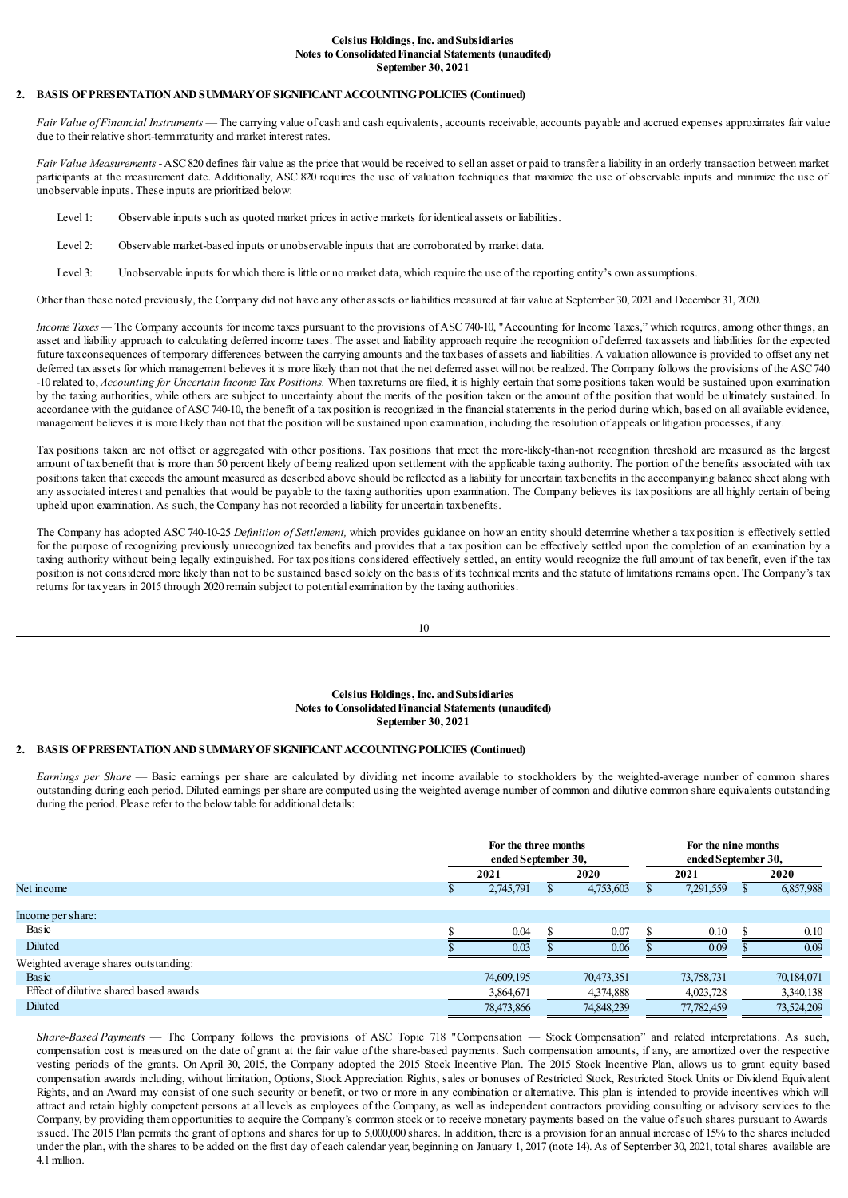## 2. BASIS OF PRESENTATION AND SUMMARY OF SIGNIFICANT ACCOUNTING POLICIES (Continued)

*Fair Value of Financial Instruments* — The carrying value of cash and cash equivalents, accounts receivable, accounts payable and accrued expenses approximates fair value due to their relative short-term maturity and market interest rates.

*Fair Value Measurements* - ASC 820 defines fair value as the price that would be received to sell an asset or paid to transfer a liability in an orderly transaction between market participants at the measurement date. Additionally, ASC 820 requires the use of valuation techniques that maximize the use of observable inputs and minimize the use of unobservable inputs. These inputs are prioritized below:

Level 1: Observable inputs such as quoted market prices in active markets for identical assets or liabilities.

Level 2: Observable market-based inputs or unobservable inputs that are corroborated by market data.

Level 3: Unobservable inputs for which there is little or no market data, which require the use of the reporting entity's own assumptions.

Other than these noted previously, the Company did not have any other assets or liabilities measured at fair value at September 30, 2021 and December 31, 2020.

*Income Taxes* — The Company accounts for income taxes pursuant to the provisions of ASC 740-10, "Accounting for Income Taxes," which requires, among other things, an asset and liability approach to calculating deferred income taxes. The asset and liability approach require the recognition of deferred tax assets and liabilities for the expected future tax consequences of temporary differences between the carrying amounts and the tax bases of assets and liabilities. A valuation allowance is provided to offset any net deferred tax assets for which management believes it is more likely than not that the net deferred asset will not be realized. The Company follows the provisions of the ASC 740-10 related to, *Accounting for Uncertain Income Tax Positions.* When tax returns are filed, it is highly certain that some positions taken would be sustained upon examination by the taxing authorities, while others are subject to uncertainty about the merits of the position taken or the amount of the position that would be ultimately sustained. In accordance with the guidance of ASC 740-10, the benefit of a tax position is recognized in the financial statements in the period during which, based on all available evidence, management believes it is more likely than not that the position will be sustained upon examination, including the resolution of appeals or litigation processes, if any.

Tax positions taken are not offset or aggregated with other positions. Tax positions that meet the more-likely-than-not recognition threshold are measured as the largest amount of tax benefit that is more than 50 percent likely of being realized upon settlement with the applicable taxing authority. The portion of the benefits associated with tax positions taken that exceeds the amount measured as described above should be reflected as a liability for uncertain tax benefits in the accompanying balance sheet along with any associated interest and penalties that would be payable to the taxing authorities upon examination. The Company believes its tax positions are all highly certain of being upheld upon examination. As such, the Company has not recorded a liability for uncertain tax benefits.

The Company has adopted ASC 740-10-25 *Definition of Settlement,* which provides guidance on how an entity should determine whether a tax position is effectively settled for the purpose of recognizing previously unrecognized tax benefits and provides that a tax position can be effectively settled upon the completion of an examination by a taxing authority without being legally extinguished. For tax positions considered effectively settled, an entity would recognize the full amount of tax benefit, even if the tax position is not considered more likely than not to be sustained based solely on the basis of its technical merits and the statute of limitations remains open. The Company's tax returns for tax years in 2015 through 2020 remain subject to potential examination by the taxing authorities.

## 2. BASIS OF PRESENTATION AND SUMMARY OF SIGNIFICANT ACCOUNTING POLICIES (Continued)

*Earnings per Share* — Basic earnings per share are calculated by dividing net income available to stockholders by the weighted-average number of common shares outstanding during each period. Diluted earnings per share are computed using the weighted average number of common and dilutive common share equivalents outstanding during the period. Please refer to the below table for additional details:

| | For the three months ended September 30, | | For the nine months ended September 30, | |
|---|---|---|---|---|
| | 2021 | 2020 | 2021 | 2020 |
| Net income | $ 2,745,791 | $ 4,753,603 | $ 7,291,559 | $ 6,857,988 |
| Income per share: | | | | |
| Basic | $ 0.04 | $ 0.07 | $ 0.10 | $ 0.10 |
| Diluted | $ 0.03 | $ 0.06 | $ 0.09 | $ 0.09 |
| Weighted average shares outstanding: | | | | |
| Basic | 74,609,195 | 70,473,351 | 73,758,731 | 70,184,071 |
| Effect of dilutive shared based awards | 3,864,671 | 4,374,888 | 4,023,728 | 3,340,138 |
| Diluted | 78,473,866 | 74,848,239 | 77,782,459 | 73,524,209 |

*Share-Based Payments* — The Company follows the provisions of ASC Topic 718 "Compensation — Stock Compensation" and related interpretations. As such, compensation cost is measured on the date of grant at the fair value of the share-based payments. Such compensation amounts, if any, are amortized over the respective vesting periods of the grants. On April 30, 2015, the Company adopted the 2015 Stock Incentive Plan. The 2015 Stock Incentive Plan, allows us to grant equity based compensation awards including, without limitation, Options, Stock Appreciation Rights, sales or bonuses of Restricted Stock, Restricted Stock Units or Dividend Equivalent Rights, and an Award may consist of one such security or benefit, or two or more in any combination or alternative. This plan is intended to provide incentives which will attract and retain highly competent persons at all levels as employees of the Company, as well as independent contractors providing consulting or advisory services to the Company, by providing them opportunities to acquire the Company's common stock or to receive monetary payments based on the value of such shares pursuant to Awards issued. The 2015 Plan permits the grant of options and shares for up to 5,000,000 shares. In addition, there is a provision for an annual increase of 15% to the shares included under the plan, with the shares to be added on the first day of each calendar year, beginning on January 1, 2017 (note 14). As of September 30, 2021, total shares available are 4.1 million.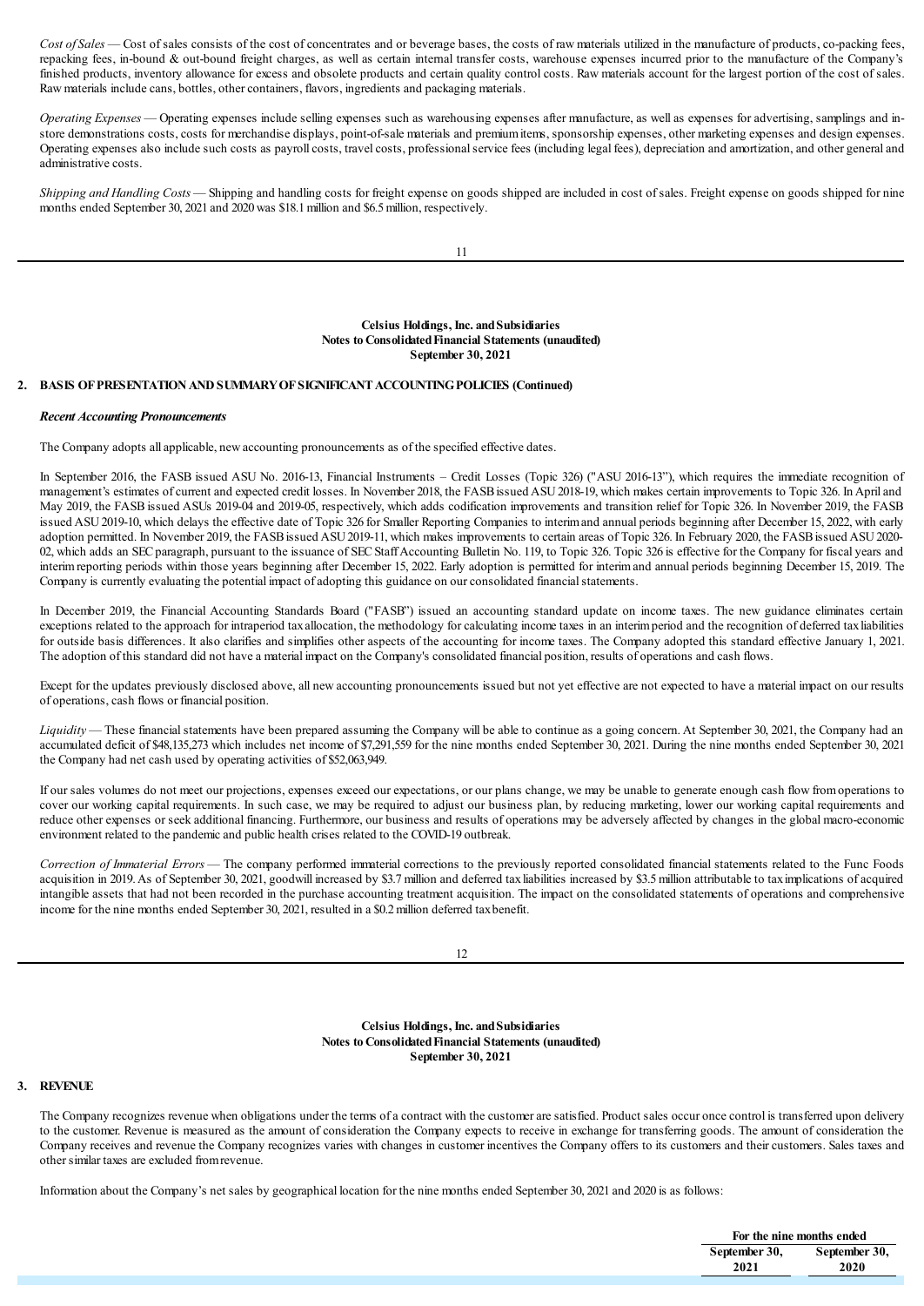*Cost of Sales* — Cost of sales consists of the cost of concentrates and or beverage bases, the costs of raw materials utilized in the manufacture of products, co-packing fees, repacking fees, in-bound & out-bound freight charges, as well as certain internal transfer costs, warehouse expenses incurred prior to the manufacture of the Company's finished products, inventory allowance for excess and obsolete products and certain quality control costs. Raw materials account for the largest portion of the cost of sales. Raw materials include cans, bottles, other containers, flavors, ingredients and packaging materials.

*Operating Expenses* — Operating expenses include selling expenses such as warehousing expenses after manufacture, as well as expenses for advertising, samplings and in-store demonstrations costs, costs for merchandise displays, point-of-sale materials and premium items, sponsorship expenses, other marketing expenses and design expenses. Operating expenses also include such costs as payroll costs, travel costs, professional service fees (including legal fees), depreciation and amortization, and other general and administrative costs.

*Shipping and Handling Costs* — Shipping and handling costs for freight expense on goods shipped are included in cost of sales. Freight expense on goods shipped for nine months ended September 30, 2021 and 2020 was \$18.1 million and \$6.5 million, respectively.

**Celsius Holdings, Inc. and Subsidiaries**
**Notes to Consolidated Financial Statements (unaudited)**
**September 30, 2021**

## 2. BASIS OF PRESENTATION AND SUMMARY OF SIGNIFICANT ACCOUNTING POLICIES (Continued)

***Recent Accounting Pronouncements***

The Company adopts all applicable, new accounting pronouncements as of the specified effective dates.

In September 2016, the FASB issued ASU No. 2016-13, Financial Instruments – Credit Losses (Topic 326) ("ASU 2016-13"), which requires the immediate recognition of management's estimates of current and expected credit losses. In November 2018, the FASB issued ASU 2018-19, which makes certain improvements to Topic 326. In April and May 2019, the FASB issued ASUs 2019-04 and 2019-05, respectively, which adds codification improvements and transition relief for Topic 326. In November 2019, the FASB issued ASU 2019-10, which delays the effective date of Topic 326 for Smaller Reporting Companies to interim and annual periods beginning after December 15, 2022, with early adoption permitted. In November 2019, the FASB issued ASU 2019-11, which makes improvements to certain areas of Topic 326. In February 2020, the FASB issued ASU 2020-02, which adds an SEC paragraph, pursuant to the issuance of SEC Staff Accounting Bulletin No. 119, to Topic 326. Topic 326 is effective for the Company for fiscal years and interim reporting periods within those years beginning after December 15, 2022. Early adoption is permitted for interim and annual periods beginning December 15, 2019. The Company is currently evaluating the potential impact of adopting this guidance on our consolidated financial statements.

In December 2019, the Financial Accounting Standards Board ("FASB") issued an accounting standard update on income taxes. The new guidance eliminates certain exceptions related to the approach for intraperiod tax allocation, the methodology for calculating income taxes in an interim period and the recognition of deferred tax liabilities for outside basis differences. It also clarifies and simplifies other aspects of the accounting for income taxes. The Company adopted this standard effective January 1, 2021. The adoption of this standard did not have a material impact on the Company's consolidated financial position, results of operations and cash flows.

Except for the updates previously disclosed above, all new accounting pronouncements issued but not yet effective are not expected to have a material impact on our results of operations, cash flows or financial position.

*Liquidity* — These financial statements have been prepared assuming the Company will be able to continue as a going concern. At September 30, 2021, the Company had an accumulated deficit of \$48,135,273 which includes net income of \$7,291,559 for the nine months ended September 30, 2021. During the nine months ended September 30, 2021 the Company had net cash used by operating activities of \$52,063,949.

If our sales volumes do not meet our projections, expenses exceed our expectations, or our plans change, we may be unable to generate enough cash flow from operations to cover our working capital requirements. In such case, we may be required to adjust our business plan, by reducing marketing, lower our working capital requirements and reduce other expenses or seek additional financing. Furthermore, our business and results of operations may be adversely affected by changes in the global macro-economic environment related to the pandemic and public health crises related to the COVID-19 outbreak.

*Correction of Immaterial Errors* — The company performed immaterial corrections to the previously reported consolidated financial statements related to the Func Foods acquisition in 2019. As of September 30, 2021, goodwill increased by \$3.7 million and deferred tax liabilities increased by \$3.5 million attributable to tax implications of acquired intangible assets that had not been recorded in the purchase accounting treatment acquisition. The impact on the consolidated statements of operations and comprehensive income for the nine months ended September 30, 2021, resulted in a \$0.2 million deferred tax benefit.

**Celsius Holdings, Inc. and Subsidiaries**
**Notes to Consolidated Financial Statements (unaudited)**
**September 30, 2021**

## 3. REVENUE

The Company recognizes revenue when obligations under the terms of a contract with the customer are satisfied. Product sales occur once control is transferred upon delivery to the customer. Revenue is measured as the amount of consideration the Company expects to receive in exchange for transferring goods. The amount of consideration the Company receives and revenue the Company recognizes varies with changes in customer incentives the Company offers to its customers and their customers. Sales taxes and other similar taxes are excluded from revenue.

Information about the Company's net sales by geographical location for the nine months ended September 30, 2021 and 2020 is as follows:

| | For the nine months ended | |
|---|---|---|
| | September 30, 2021 | September 30, 2020 |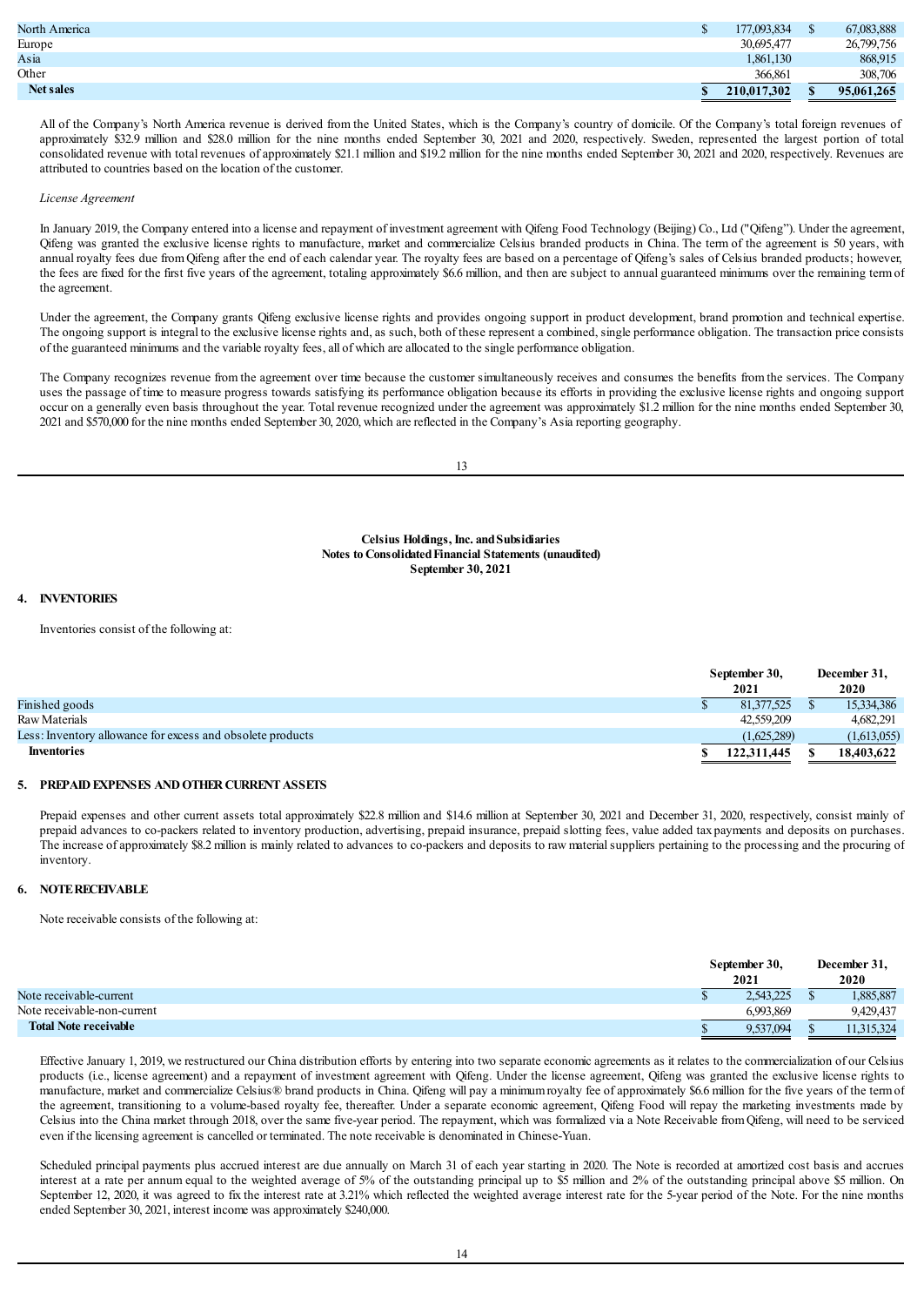| | | |
|---|---|---|
| North America | $ 177,093,834 | $ 67,083,888 |
| Europe | 30,695,477 | 26,799,756 |
| Asia | 1,861,130 | 868,915 |
| Other | 366,861 | 308,706 |
| **Net sales** | **$ 210,017,302** | **$ 95,061,265** |

All of the Company's North America revenue is derived from the United States, which is the Company's country of domicile. Of the Company's total foreign revenues of approximately $32.9 million and $28.0 million for the nine months ended September 30, 2021 and 2020, respectively. Sweden, represented the largest portion of total consolidated revenue with total revenues of approximately $21.1 million and $19.2 million for the nine months ended September 30, 2021 and 2020, respectively. Revenues are attributed to countries based on the location of the customer.

*License Agreement*

In January 2019, the Company entered into a license and repayment of investment agreement with Qifeng Food Technology (Beijing) Co., Ltd ("Qifeng"). Under the agreement, Qifeng was granted the exclusive license rights to manufacture, market and commercialize Celsius branded products in China. The term of the agreement is 50 years, with annual royalty fees due from Qifeng after the end of each calendar year. The royalty fees are based on a percentage of Qifeng's sales of Celsius branded products; however, the fees are fixed for the first five years of the agreement, totaling approximately $6.6 million, and then are subject to annual guaranteed minimums over the remaining term of the agreement.

Under the agreement, the Company grants Qifeng exclusive license rights and provides ongoing support in product development, brand promotion and technical expertise. The ongoing support is integral to the exclusive license rights and, as such, both of these represent a combined, single performance obligation. The transaction price consists of the guaranteed minimums and the variable royalty fees, all of which are allocated to the single performance obligation.

The Company recognizes revenue from the agreement over time because the customer simultaneously receives and consumes the benefits from the services. The Company uses the passage of time to measure progress towards satisfying its performance obligation because its efforts in providing the exclusive license rights and ongoing support occur on a generally even basis throughout the year. Total revenue recognized under the agreement was approximately $1.2 million for the nine months ended September 30, 2021 and $570,000 for the nine months ended September 30, 2020, which are reflected in the Company's Asia reporting geography.

**Celsius Holdings, Inc. and Subsidiaries**
**Notes to Consolidated Financial Statements (unaudited)**
**September 30, 2021**

## 4. INVENTORIES

Inventories consist of the following at:

| | September 30, 2021 | December 31, 2020 |
|---|---|---|
| Finished goods | $ 81,377,525 | $ 15,334,386 |
| Raw Materials | 42,559,209 | 4,682,291 |
| Less: Inventory allowance for excess and obsolete products | (1,625,289) | (1,613,055) |
| **Inventories** | **$ 122,311,445** | **$ 18,403,622** |

## 5. PREPAID EXPENSES AND OTHER CURRENT ASSETS

Prepaid expenses and other current assets total approximately $22.8 million and $14.6 million at September 30, 2021 and December 31, 2020, respectively, consist mainly of prepaid advances to co-packers related to inventory production, advertising, prepaid insurance, prepaid slotting fees, value added tax payments and deposits on purchases. The increase of approximately $8.2 million is mainly related to advances to co-packers and deposits to raw material suppliers pertaining to the processing and the procuring of inventory.

## 6. NOTE RECEIVABLE

Note receivable consists of the following at:

| | September 30, 2021 | December 31, 2020 |
|---|---|---|
| Note receivable-current | $ 2,543,225 | $ 1,885,887 |
| Note receivable-non-current | 6,993,869 | 9,429,437 |
| **Total Note receivable** | $ 9,537,094 | $ 11,315,324 |

Effective January 1, 2019, we restructured our China distribution efforts by entering into two separate economic agreements as it relates to the commercialization of our Celsius products (i.e., license agreement) and a repayment of investment agreement with Qifeng. Under the license agreement, Qifeng was granted the exclusive license rights to manufacture, market and commercialize Celsius® brand products in China. Qifeng will pay a minimum royalty fee of approximately $6.6 million for the five years of the term of the agreement, transitioning to a volume-based royalty fee, thereafter. Under a separate economic agreement, Qifeng Food will repay the marketing investments made by Celsius into the China market through 2018, over the same five-year period. The repayment, which was formalized via a Note Receivable from Qifeng, will need to be serviced even if the licensing agreement is cancelled or terminated. The note receivable is denominated in Chinese-Yuan.

Scheduled principal payments plus accrued interest are due annually on March 31 of each year starting in 2020. The Note is recorded at amortized cost basis and accrues interest at a rate per annum equal to the weighted average of 5% of the outstanding principal up to $5 million and 2% of the outstanding principal above $5 million. On September 12, 2020, it was agreed to fix the interest rate at 3.21% which reflected the weighted average interest rate for the 5-year period of the Note. For the nine months ended September 30, 2021, interest income was approximately $240,000.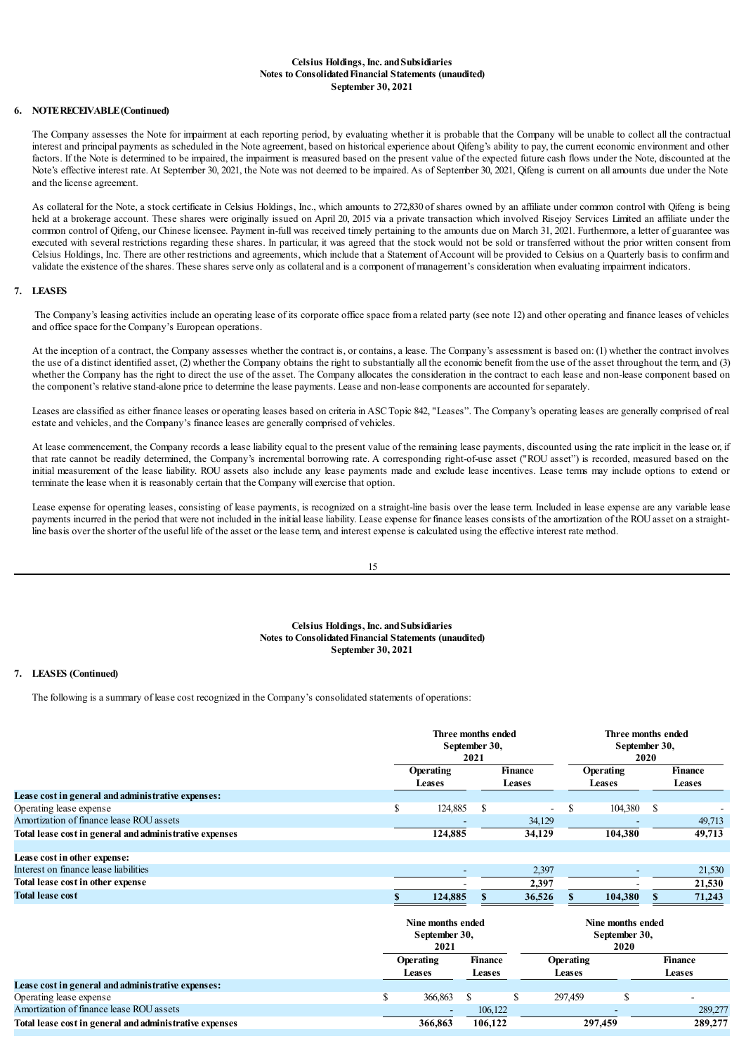## 6. NOTE RECEIVABLE (Continued)

The Company assesses the Note for impairment at each reporting period, by evaluating whether it is probable that the Company will be unable to collect all the contractual interest and principal payments as scheduled in the Note agreement, based on historical experience about Qifeng's ability to pay, the current economic environment and other factors. If the Note is determined to be impaired, the impairment is measured based on the present value of the expected future cash flows under the Note, discounted at the Note's effective interest rate. At September 30, 2021, the Note was not deemed to be impaired. As of September 30, 2021, Qifeng is current on all amounts due under the Note and the license agreement.

As collateral for the Note, a stock certificate in Celsius Holdings, Inc., which amounts to 272,830 of shares owned by an affiliate under common control with Qifeng is being held at a brokerage account. These shares were originally issued on April 20, 2015 via a private transaction which involved Risejoy Services Limited an affiliate under the common control of Qifeng, our Chinese licensee. Payment in-full was received timely pertaining to the amounts due on March 31, 2021. Furthermore, a letter of guarantee was executed with several restrictions regarding these shares. In particular, it was agreed that the stock would not be sold or transferred without the prior written consent from Celsius Holdings, Inc. There are other restrictions and agreements, which include that a Statement of Account will be provided to Celsius on a Quarterly basis to confirm and validate the existence of the shares. These shares serve only as collateral and is a component of management's consideration when evaluating impairment indicators.

## 7. LEASES

The Company's leasing activities include an operating lease of its corporate office space from a related party (see note 12) and other operating and finance leases of vehicles and office space for the Company's European operations.

At the inception of a contract, the Company assesses whether the contract is, or contains, a lease. The Company's assessment is based on: (1) whether the contract involves the use of a distinct identified asset, (2) whether the Company obtains the right to substantially all the economic benefit from the use of the asset throughout the term, and (3) whether the Company has the right to direct the use of the asset. The Company allocates the consideration in the contract to each lease and non-lease component based on the component's relative stand-alone price to determine the lease payments. Lease and non-lease components are accounted for separately.

Leases are classified as either finance leases or operating leases based on criteria in ASC Topic 842, "Leases". The Company's operating leases are generally comprised of real estate and vehicles, and the Company's finance leases are generally comprised of vehicles.

At lease commencement, the Company records a lease liability equal to the present value of the remaining lease payments, discounted using the rate implicit in the lease or, if that rate cannot be readily determined, the Company's incremental borrowing rate. A corresponding right-of-use asset ("ROU asset") is recorded, measured based on the initial measurement of the lease liability. ROU assets also include any lease payments made and exclude lease incentives. Lease terms may include options to extend or terminate the lease when it is reasonably certain that the Company will exercise that option.

Lease expense for operating leases, consisting of lease payments, is recognized on a straight-line basis over the lease term. Included in lease expense are any variable lease payments incurred in the period that were not included in the initial lease liability. Lease expense for finance leases consists of the amortization of the ROU asset on a straight-line basis over the shorter of the useful life of the asset or the lease term, and interest expense is calculated using the effective interest rate method.

## 7. LEASES (Continued)

The following is a summary of lease cost recognized in the Company's consolidated statements of operations:

| | Three months ended September 30, 2021 | | Three months ended September 30, 2020 | |
|---|---|---|---|---|
| | Operating Leases | Finance Leases | Operating Leases | Finance Leases |
| **Lease cost in general and administrative expenses:** | | | | |
| Operating lease expense | $ 124,885 | $ - | $ 104,380 | $ - |
| Amortization of finance lease ROU assets | - | 34,129 | - | 49,713 |
| **Total lease cost in general and administrative expenses** | **124,885** | **34,129** | **104,380** | **49,713** |
| **Lease cost in other expense:** | | | | |
| Interest on finance lease liabilities | - | 2,397 | - | 21,530 |
| **Total lease cost in other expense** | - | **2,397** | - | **21,530** |
| **Total lease cost** | **$ 124,885** | **$ 36,526** | **$ 104,380** | **$ 71,243** |

| | Nine months ended September 30, 2021 | | Nine months ended September 30, 2020 | |
|---|---|---|---|---|
| | Operating Leases | Finance Leases | Operating Leases | Finance Leases |
| **Lease cost in general and administrative expenses:** | | | | |
| Operating lease expense | $ 366,863 | $ | $ 297,459 | $ - |
| Amortization of finance lease ROU assets | - | 106,122 | - | 289,277 |
| **Total lease cost in general and administrative expenses** | **366,863** | **106,122** | **297,459** | **289,277** |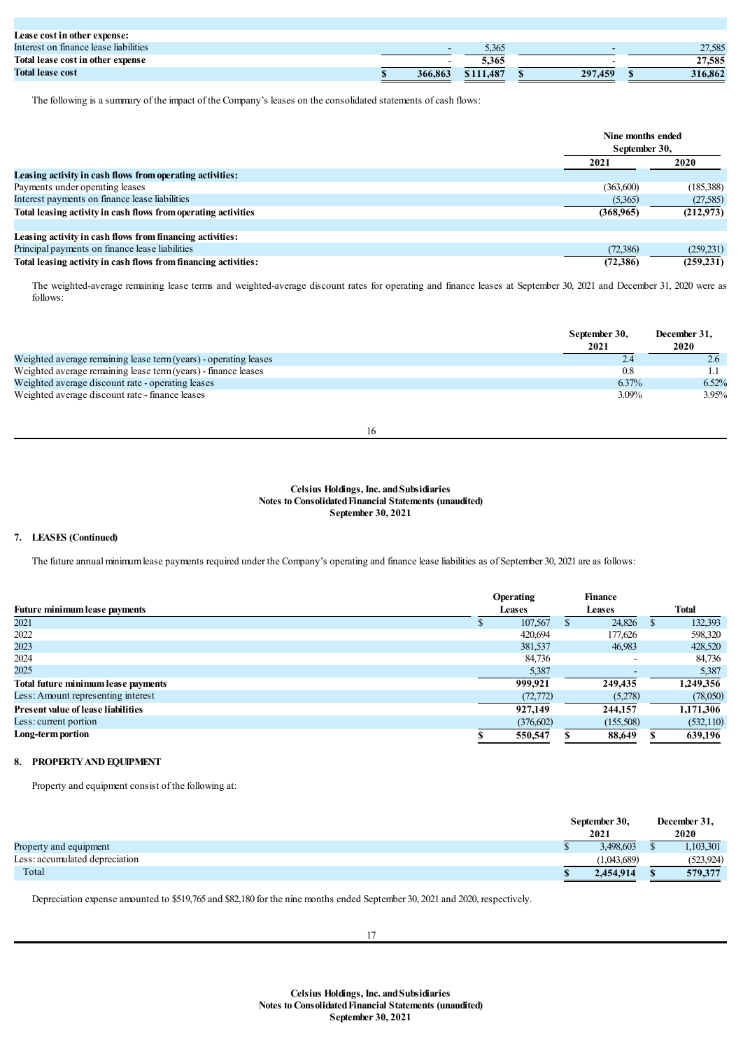| | | | | |
|---|---|---|---|---|
| **Lease cost in other expense:** | | | | |
| Interest on finance lease liabilities | - | 5,365 | - | 27,585 |
| **Total lease cost in other expense** | - | **5,365** | - | **27,585** |
| **Total lease cost** | **$ 366,863** | **$ 111,487** | **$ 297,459** | **$ 316,862** |

The following is a summary of the impact of the Company's leases on the consolidated statements of cash flows:

| | Nine months ended September 30, | |
|---|---|---|
| | **2021** | **2020** |
| **Leasing activity in cash flows from operating activities:** | | |
| Payments under operating leases | (363,600) | (185,388) |
| Interest payments on finance lease liabilities | (5,365) | (27,585) |
| **Total leasing activity in cash flows from operating activities** | **(368,965)** | **(212,973)** |
| | | |
| **Leasing activity in cash flows from financing activities:** | | |
| Principal payments on finance lease liabilities | (72,386) | (259,231) |
| **Total leasing activity in cash flows from financing activities:** | **(72,386)** | **(259,231)** |

The weighted-average remaining lease terms and weighted-average discount rates for operating and finance leases at September 30, 2021 and December 31, 2020 were as follows:

| | **September 30, 2021** | **December 31, 2020** |
|---|---|---|
| Weighted average remaining lease term (years) - operating leases | 2.4 | 2.6 |
| Weighted average remaining lease term (years) - finance leases | 0.8 | 1.1 |
| Weighted average discount rate - operating leases | 6.37% | 6.52% |
| Weighted average discount rate - finance leases | 3.09% | 3.95% |

**Celsius Holdings, Inc. and Subsidiaries**
**Notes to Consolidated Financial Statements (unaudited)**
**September 30, 2021**

## 7. LEASES (Continued)

The future annual minimum lease payments required under the Company's operating and finance lease liabilities as of September 30, 2021 are as follows:

| **Future minimum lease payments** | **Operating Leases** | **Finance Leases** | **Total** |
|---|---|---|---|
| 2021 | $ 107,567 | $ 24,826 | $ 132,393 |
| 2022 | 420,694 | 177,626 | 598,320 |
| 2023 | 381,537 | 46,983 | 428,520 |
| 2024 | 84,736 | - | 84,736 |
| 2025 | 5,387 | - | 5,387 |
| **Total future minimum lease payments** | **999,921** | **249,435** | **1,249,356** |
| Less: Amount representing interest | (72,772) | (5,278) | (78,050) |
| **Present value of lease liabilities** | **927,149** | **244,157** | **1,171,306** |
| Less: current portion | (376,602) | (155,508) | (532,110) |
| **Long-term portion** | **$ 550,547** | **$ 88,649** | **$ 639,196** |

## 8. PROPERTY AND EQUIPMENT

Property and equipment consist of the following at:

| | **September 30, 2021** | **December 31, 2020** |
|---|---|---|
| Property and equipment | $ 3,498,603 | $ 1,103,301 |
| Less: accumulated depreciation | (1,043,689) | (523,924) |
| Total | **$ 2,454,914** | **$ 579,377** |

Depreciation expense amounted to $519,765 and $82,180 for the nine months ended September 30, 2021 and 2020, respectively.

**Celsius Holdings, Inc. and Subsidiaries**
**Notes to Consolidated Financial Statements (unaudited)**
**September 30, 2021**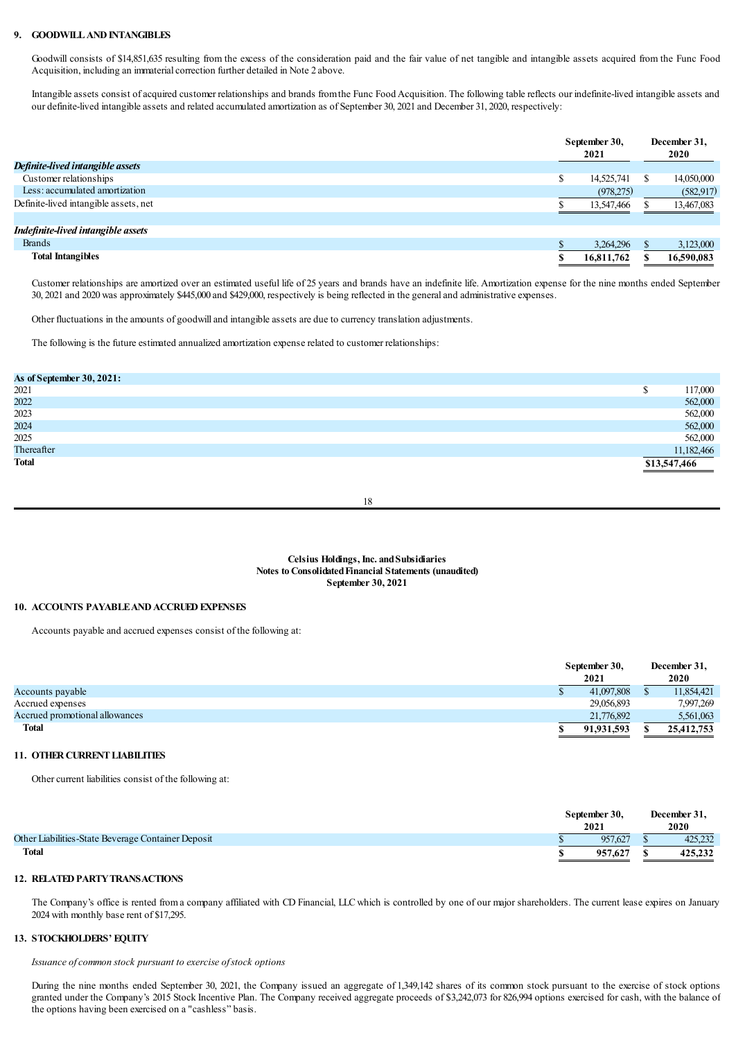## 9. GOODWILL AND INTANGIBLES

Goodwill consists of $14,851,635 resulting from the excess of the consideration paid and the fair value of net tangible and intangible assets acquired from the Func Food Acquisition, including an immaterial correction further detailed in Note 2 above.

Intangible assets consist of acquired customer relationships and brands from the Func Food Acquisition. The following table reflects our indefinite-lived intangible assets and our definite-lived intangible assets and related accumulated amortization as of September 30, 2021 and December 31, 2020, respectively:

| | September 30, 2021 | December 31, 2020 |
|---|---|---|
| ***Definite-lived intangible assets*** | | |
| Customer relationships | $ 14,525,741 | $ 14,050,000 |
| Less: accumulated amortization | (978,275) | (582,917) |
| Definite-lived intangible assets, net | $ 13,547,466 | $ 13,467,083 |
| | | |
| ***Indefinite-lived intangible assets*** | | |
| Brands | $ 3,264,296 | $ 3,123,000 |
| **Total Intangibles** | **$ 16,811,762** | **$ 16,590,083** |

Customer relationships are amortized over an estimated useful life of 25 years and brands have an indefinite life. Amortization expense for the nine months ended September 30, 2021 and 2020 was approximately $445,000 and $429,000, respectively is being reflected in the general and administrative expenses.

Other fluctuations in the amounts of goodwill and intangible assets are due to currency translation adjustments.

The following is the future estimated annualized amortization expense related to customer relationships:

| **As of September 30, 2021:** | |
|---|---|
| 2021 | $ 117,000 |
| 2022 | 562,000 |
| 2023 | 562,000 |
| 2024 | 562,000 |
| 2025 | 562,000 |
| Thereafter | 11,182,466 |
| **Total** | **$13,547,466** |

## 10. ACCOUNTS PAYABLE AND ACCRUED EXPENSES

Accounts payable and accrued expenses consist of the following at:

| | September 30, 2021 | December 31, 2020 |
|---|---|---|
| Accounts payable | $ 41,097,808 | $ 11,854,421 |
| Accrued expenses | 29,056,893 | 7,997,269 |
| Accrued promotional allowances | 21,776,892 | 5,561,063 |
| **Total** | **$ 91,931,593** | **$ 25,412,753** |

## 11. OTHER CURRENT LIABILITIES

Other current liabilities consist of the following at:

| | September 30, 2021 | December 31, 2020 |
|---|---|---|
| Other Liabilities-State Beverage Container Deposit | $ 957,627 | $ 425,232 |
| **Total** | **$ 957,627** | **$ 425,232** |

## 12. RELATED PARTY TRANSACTIONS

The Company's office is rented from a company affiliated with CD Financial, LLC which is controlled by one of our major shareholders. The current lease expires on January 2024 with monthly base rent of $17,295.

## 13. STOCKHOLDERS' EQUITY

*Issuance of common stock pursuant to exercise of stock options*

During the nine months ended September 30, 2021, the Company issued an aggregate of 1,349,142 shares of its common stock pursuant to the exercise of stock options granted under the Company's 2015 Stock Incentive Plan. The Company received aggregate proceeds of $3,242,073 for 826,994 options exercised for cash, with the balance of the options having been exercised on a "cashless" basis.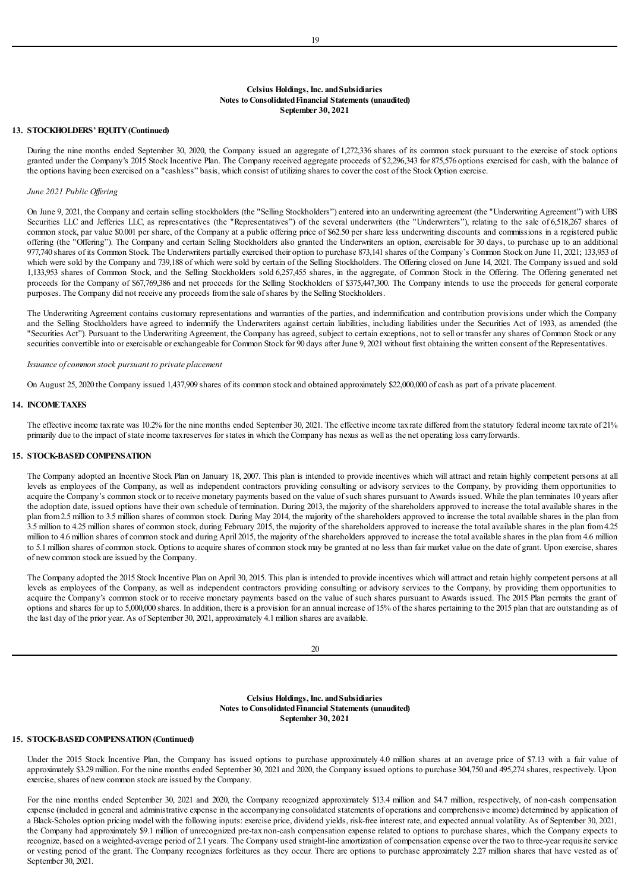**Celsius Holdings, Inc. and Subsidiaries**
**Notes to Consolidated Financial Statements (unaudited)**
**September 30, 2021**

## 13. STOCKHOLDERS' EQUITY (Continued)

During the nine months ended September 30, 2020, the Company issued an aggregate of 1,272,336 shares of its common stock pursuant to the exercise of stock options granted under the Company's 2015 Stock Incentive Plan. The Company received aggregate proceeds of $2,296,343 for 875,576 options exercised for cash, with the balance of the options having been exercised on a "cashless" basis, which consist of utilizing shares to cover the cost of the Stock Option exercise.

*June 2021 Public Offering*

On June 9, 2021, the Company and certain selling stockholders (the "Selling Stockholders") entered into an underwriting agreement (the "Underwriting Agreement") with UBS Securities LLC and Jefferies LLC, as representatives (the "Representatives") of the several underwriters (the "Underwriters"), relating to the sale of 6,518,267 shares of common stock, par value $0.001 per share, of the Company at a public offering price of $62.50 per share less underwriting discounts and commissions in a registered public offering (the "Offering"). The Company and certain Selling Stockholders also granted the Underwriters an option, exercisable for 30 days, to purchase up to an additional 977,740 shares of its Common Stock. The Underwriters partially exercised their option to purchase 873,141 shares of the Company's Common Stock on June 11, 2021; 133,953 of which were sold by the Company and 739,188 of which were sold by certain of the Selling Stockholders. The Offering closed on June 14, 2021. The Company issued and sold 1,133,953 shares of Common Stock, and the Selling Stockholders sold 6,257,455 shares, in the aggregate, of Common Stock in the Offering. The Offering generated net proceeds for the Company of $67,769,386 and net proceeds for the Selling Stockholders of $375,447,300. The Company intends to use the proceeds for general corporate purposes. The Company did not receive any proceeds from the sale of shares by the Selling Stockholders.

The Underwriting Agreement contains customary representations and warranties of the parties, and indemnification and contribution provisions under which the Company and the Selling Stockholders have agreed to indemnify the Underwriters against certain liabilities, including liabilities under the Securities Act of 1933, as amended (the "Securities Act"). Pursuant to the Underwriting Agreement, the Company has agreed, subject to certain exceptions, not to sell or transfer any shares of Common Stock or any securities convertible into or exercisable or exchangeable for Common Stock for 90 days after June 9, 2021 without first obtaining the written consent of the Representatives.

*Issuance of common stock pursuant to private placement*

On August 25, 2020 the Company issued 1,437,909 shares of its common stock and obtained approximately $22,000,000 of cash as part of a private placement.

## 14. INCOME TAXES

The effective income tax rate was 10.2% for the nine months ended September 30, 2021. The effective income tax rate differed from the statutory federal income tax rate of 21% primarily due to the impact of state income tax reserves for states in which the Company has nexus as well as the net operating loss carryforwards.

## 15. STOCK-BASED COMPENSATION

The Company adopted an Incentive Stock Plan on January 18, 2007. This plan is intended to provide incentives which will attract and retain highly competent persons at all levels as employees of the Company, as well as independent contractors providing consulting or advisory services to the Company, by providing them opportunities to acquire the Company's common stock or to receive monetary payments based on the value of such shares pursuant to Awards issued. While the plan terminates 10 years after the adoption date, issued options have their own schedule of termination. During 2013, the majority of the shareholders approved to increase the total available shares in the plan from 2.5 million to 3.5 million shares of common stock. During May 2014, the majority of the shareholders approved to increase the total available shares in the plan from 3.5 million to 4.25 million shares of common stock, during February 2015, the majority of the shareholders approved to increase the total available shares in the plan from 4.25 million to 4.6 million shares of common stock and during April 2015, the majority of the shareholders approved to increase the total available shares in the plan from 4.6 million to 5.1 million shares of common stock. Options to acquire shares of common stock may be granted at no less than fair market value on the date of grant. Upon exercise, shares of new common stock are issued by the Company.

The Company adopted the 2015 Stock Incentive Plan on April 30, 2015. This plan is intended to provide incentives which will attract and retain highly competent persons at all levels as employees of the Company, as well as independent contractors providing consulting or advisory services to the Company, by providing them opportunities to acquire the Company's common stock or to receive monetary payments based on the value of such shares pursuant to Awards issued. The 2015 Plan permits the grant of options and shares for up to 5,000,000 shares. In addition, there is a provision for an annual increase of 15% of the shares pertaining to the 2015 plan that are outstanding as of the last day of the prior year. As of September 30, 2021, approximately 4.1 million shares are available.

**Celsius Holdings, Inc. and Subsidiaries**
**Notes to Consolidated Financial Statements (unaudited)**
**September 30, 2021**

## 15. STOCK-BASED COMPENSATION (Continued)

Under the 2015 Stock Incentive Plan, the Company has issued options to purchase approximately 4.0 million shares at an average price of $7.13 with a fair value of approximately $3.29 million. For the nine months ended September 30, 2021 and 2020, the Company issued options to purchase 304,750 and 495,274 shares, respectively. Upon exercise, shares of new common stock are issued by the Company.

For the nine months ended September 30, 2021 and 2020, the Company recognized approximately $13.4 million and $4.7 million, respectively, of non-cash compensation expense (included in general and administrative expense in the accompanying consolidated statements of operations and comprehensive income) determined by application of a Black-Scholes option pricing model with the following inputs: exercise price, dividend yields, risk-free interest rate, and expected annual volatility. As of September 30, 2021, the Company had approximately $9.1 million of unrecognized pre-tax non-cash compensation expense related to options to purchase shares, which the Company expects to recognize, based on a weighted-average period of 2.1 years. The Company used straight-line amortization of compensation expense over the two to three-year requisite service or vesting period of the grant. The Company recognizes forfeitures as they occur. There are options to purchase approximately 2.27 million shares that have vested as of September 30, 2021.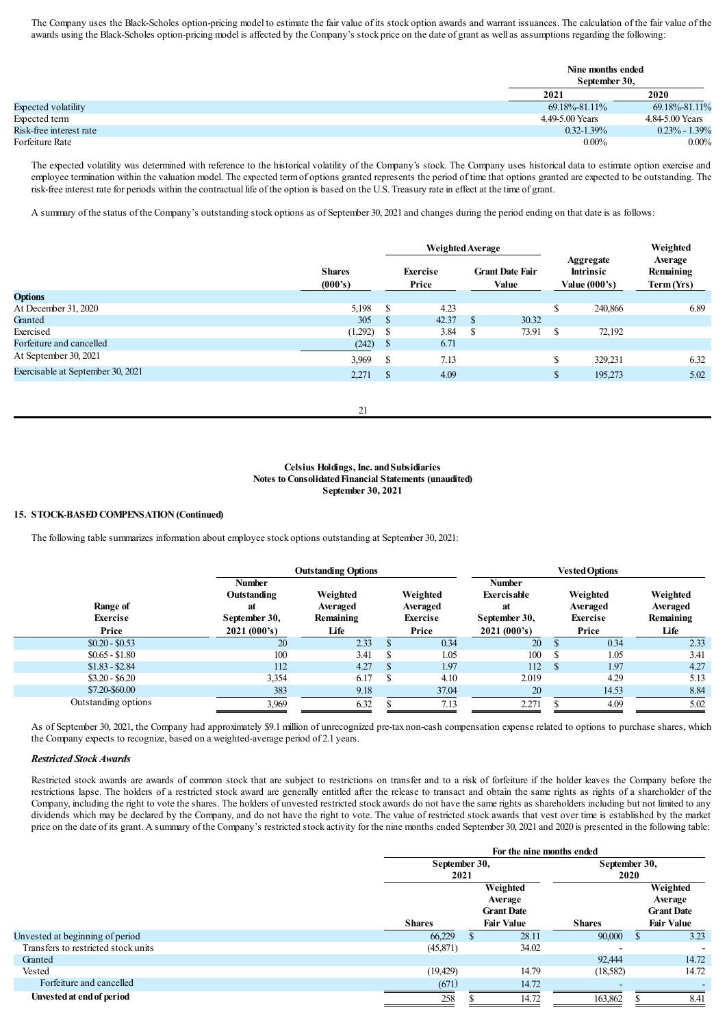The Company uses the Black-Scholes option-pricing model to estimate the fair value of its stock option awards and warrant issuances. The calculation of the fair value of the awards using the Black-Scholes option-pricing model is affected by the Company's stock price on the date of grant as well as assumptions regarding the following:

| | Nine months ended September 30, | |
|---|---|---|
| | 2021 | 2020 |
| Expected volatility | 69.18%-81.11% | 69.18%-81.11% |
| Expected term | 4.49-5.00 Years | 4.84-5.00 Years |
| Risk-free interest rate | 0.32-1.39% | 0.23% - 1.39% |
| Forfeiture Rate | 0.00% | 0.00% |

The expected volatility was determined with reference to the historical volatility of the Company's stock. The Company uses historical data to estimate option exercise and employee termination within the valuation model. The expected term of options granted represents the period of time that options granted are expected to be outstanding. The risk-free interest rate for periods within the contractual life of the option is based on the U.S. Treasury rate in effect at the time of grant.

A summary of the status of the Company's outstanding stock options as of September 30, 2021 and changes during the period ending on that date is as follows:

| | Shares (000's) | Weighted Average Exercise Price | Weighted Average Grant Date Fair Value | Aggregate Intrinsic Value (000's) | Weighted Average Remaining Term (Yrs) |
|---|---|---|---|---|---|
| **Options** | | | | | |
| At December 31, 2020 | 5,198 | $ 4.23 | | $ 240,866 | 6.89 |
| Granted | 305 | $ 42.37 | $ 30.32 | | |
| Exercised | (1,292) | $ 3.84 | $ 73.91 | $ 72,192 | |
| Forfeiture and cancelled | (242) | $ 6.71 | | | |
| At September 30, 2021 | 3,969 | $ 7.13 | | $ 329,231 | 6.32 |
| Exercisable at September 30, 2021 | 2,271 | $ 4.09 | | $ 195,273 | 5.02 |

**Celsius Holdings, Inc. and Subsidiaries**
**Notes to Consolidated Financial Statements (unaudited)**
**September 30, 2021**

**15. STOCK-BASED COMPENSATION (Continued)**

The following table summarizes information about employee stock options outstanding at September 30, 2021:

| | Outstanding Options | | | Vested Options | | |
|---|---|---|---|---|---|---|
| Range of Exercise Price | Number Outstanding at September 30, 2021 (000's) | Weighted Averaged Remaining Life | Weighted Averaged Exercise Price | Number Exercisable at September 30, 2021 (000's) | Weighted Averaged Exercise Price | Weighted Averaged Remaining Life |
| $0.20 - $0.53 | 20 | 2.33 | $ 0.34 | 20 | $ 0.34 | 2.33 |
| $0.65 - $1.80 | 100 | 3.41 | $ 1.05 | 100 | $ 1.05 | 3.41 |
| $1.83 - $2.84 | 112 | 4.27 | $ 1.97 | 112 | $ 1.97 | 4.27 |
| $3.20 - $6.20 | 3,354 | 6.17 | $ 4.10 | 2.019 | 4.29 | 5.13 |
| $7.20-$60.00 | 383 | 9.18 | 37.04 | 20 | 14.53 | 8.84 |
| Outstanding options | 3,969 | 6.32 | $ 7.13 | 2.271 | $ 4.09 | 5.02 |

As of September 30, 2021, the Company had approximately $9.1 million of unrecognized pre-tax non-cash compensation expense related to options to purchase shares, which the Company expects to recognize, based on a weighted-average period of 2.1 years.

***Restricted Stock Awards***

Restricted stock awards are awards of common stock that are subject to restrictions on transfer and to a risk of forfeiture if the holder leaves the Company before the restrictions lapse. The holders of a restricted stock award are generally entitled after the release to transact and obtain the same rights as rights of a shareholder of the Company, including the right to vote the shares. The holders of unvested restricted stock awards do not have the same rights as shareholders including but not limited to any dividends which may be declared by the Company, and do not have the right to vote. The value of restricted stock awards that vest over time is established by the market price on the date of its grant. A summary of the Company's restricted stock activity for the nine months ended September 30, 2021 and 2020 is presented in the following table:

| | For the nine months ended | | | |
|---|---|---|---|---|
| | September 30, 2021 | | September 30, 2020 | |
| | Shares | Weighted Average Grant Date Fair Value | Shares | Weighted Average Grant Date Fair Value |
| Unvested at beginning of period | 66,229 | $ 28.11 | 90,000 | $ 3.23 |
| Transfers to restricted stock units | (45,871) | 34.02 | - | - |
| Granted | | | 92,444 | 14.72 |
| Vested | (19,429) | 14.79 | (18,582) | 14.72 |
| Forfeiture and cancelled | (671) | 14.72 | - | - |
| **Unvested at end of period** | 258 | $ 14.72 | 163,862 | $ 8.41 |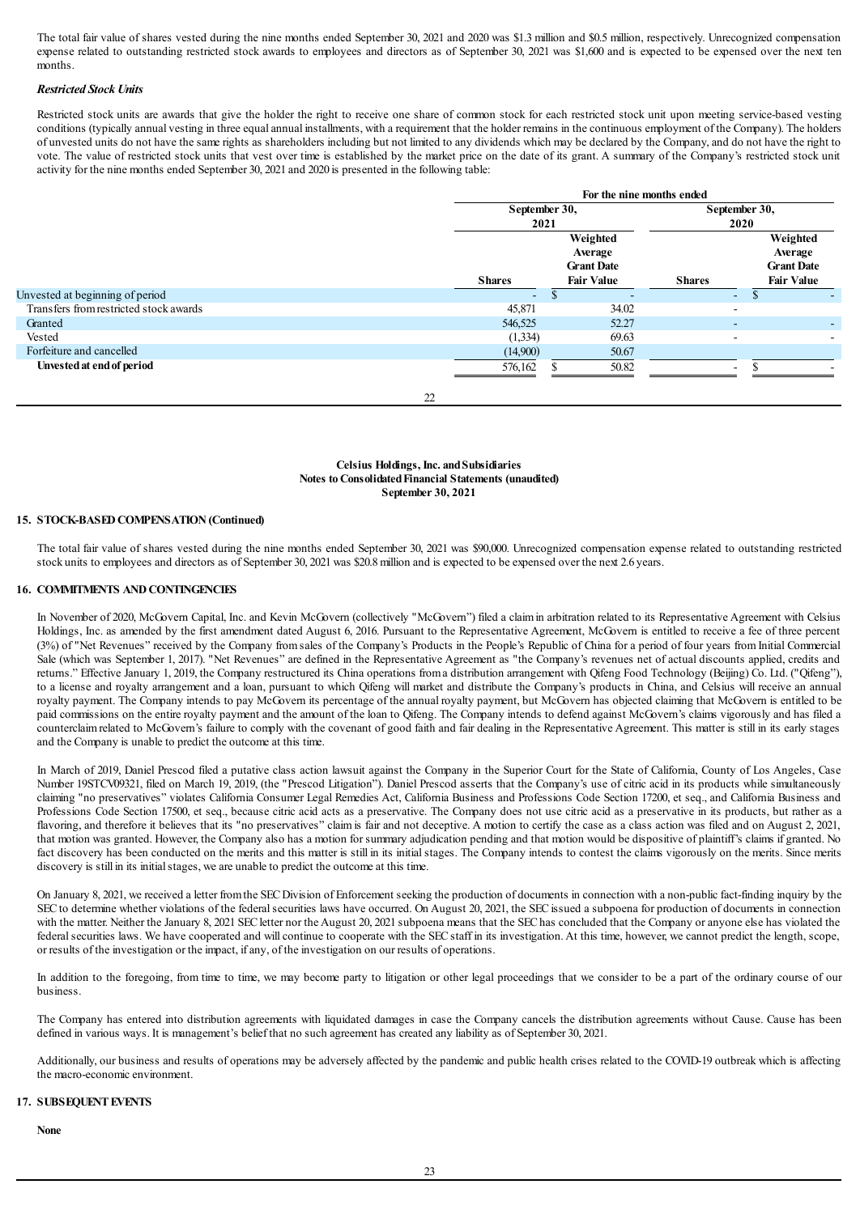The total fair value of shares vested during the nine months ended September 30, 2021 and 2020 was $1.3 million and $0.5 million, respectively. Unrecognized compensation expense related to outstanding restricted stock awards to employees and directors as of September 30, 2021 was $1,600 and is expected to be expensed over the next ten months.

***Restricted Stock Units***

Restricted stock units are awards that give the holder the right to receive one share of common stock for each restricted stock unit upon meeting service-based vesting conditions (typically annual vesting in three equal annual installments, with a requirement that the holder remains in the continuous employment of the Company). The holders of unvested units do not have the same rights as shareholders including but not limited to any dividends which may be declared by the Company, and do not have the right to vote. The value of restricted stock units that vest over time is established by the market price on the date of its grant. A summary of the Company's restricted stock unit activity for the nine months ended September 30, 2021 and 2020 is presented in the following table:

| | For the nine months ended | | | |
|---|---|---|---|---|
| | September 30, 2021 | | September 30, 2020 | |
| | Shares | Weighted Average Grant Date Fair Value | Shares | Weighted Average Grant Date Fair Value |
| Unvested at beginning of period | - | $ - | - | $ - |
| Transfers from restricted stock awards | 45,871 | 34.02 | - | |
| Granted | 546,525 | 52.27 | - | - |
| Vested | (1,334) | 69.63 | - | - |
| Forfeiture and cancelled | (14,900) | 50.67 | | |
| **Unvested at end of period** | 576,162 | $ 50.82 | - | $ - |

**Celsius Holdings, Inc. and Subsidiaries**
**Notes to Consolidated Financial Statements (unaudited)**
**September 30, 2021**

## 15. STOCK-BASED COMPENSATION (Continued)

The total fair value of shares vested during the nine months ended September 30, 2021 was $90,000. Unrecognized compensation expense related to outstanding restricted stock units to employees and directors as of September 30, 2021 was $20.8 million and is expected to be expensed over the next 2.6 years.

## 16. COMMITMENTS AND CONTINGENCIES

In November of 2020, McGovern Capital, Inc. and Kevin McGovern (collectively "McGovern") filed a claim in arbitration related to its Representative Agreement with Celsius Holdings, Inc. as amended by the first amendment dated August 6, 2016. Pursuant to the Representative Agreement, McGovern is entitled to receive a fee of three percent (3%) of "Net Revenues" received by the Company from sales of the Company's Products in the People's Republic of China for a period of four years from Initial Commercial Sale (which was September 1, 2017). "Net Revenues" are defined in the Representative Agreement as "the Company's revenues net of actual discounts applied, credits and returns." Effective January 1, 2019, the Company restructured its China operations from a distribution arrangement with Qifeng Food Technology (Beijing) Co. Ltd. ("Qifeng"), to a license and royalty arrangement and a loan, pursuant to which Qifeng will market and distribute the Company's products in China, and Celsius will receive an annual royalty payment. The Company intends to pay McGovern its percentage of the annual royalty payment, but McGovern has objected claiming that McGovern is entitled to be paid commissions on the entire royalty payment and the amount of the loan to Qifeng. The Company intends to defend against McGovern's claims vigorously and has filed a counterclaim related to McGovern's failure to comply with the covenant of good faith and fair dealing in the Representative Agreement. This matter is still in its early stages and the Company is unable to predict the outcome at this time.

In March of 2019, Daniel Prescod filed a putative class action lawsuit against the Company in the Superior Court for the State of California, County of Los Angeles, Case Number 19STCV09321, filed on March 19, 2019, (the "Prescod Litigation"). Daniel Prescod asserts that the Company's use of citric acid in its products while simultaneously claiming "no preservatives" violates California Consumer Legal Remedies Act, California Business and Professions Code Section 17200, et seq., and California Business and Professions Code Section 17500, et seq., because citric acid acts as a preservative. The Company does not use citric acid as a preservative in its products, but rather as a flavoring, and therefore it believes that its "no preservatives" claim is fair and not deceptive. A motion to certify the case as a class action was filed and on August 2, 2021, that motion was granted. However, the Company also has a motion for summary adjudication pending and that motion would be dispositive of plaintiff's claims if granted. No fact discovery has been conducted on the merits and this matter is still in its initial stages. The Company intends to contest the claims vigorously on the merits. Since merits discovery is still in its initial stages, we are unable to predict the outcome at this time.

On January 8, 2021, we received a letter from the SEC Division of Enforcement seeking the production of documents in connection with a non-public fact-finding inquiry by the SEC to determine whether violations of the federal securities laws have occurred. On August 20, 2021, the SEC issued a subpoena for production of documents in connection with the matter. Neither the January 8, 2021 SEC letter nor the August 20, 2021 subpoena means that the SEC has concluded that the Company or anyone else has violated the federal securities laws. We have cooperated and will continue to cooperate with the SEC staff in its investigation. At this time, however, we cannot predict the length, scope, or results of the investigation or the impact, if any, of the investigation on our results of operations.

In addition to the foregoing, from time to time, we may become party to litigation or other legal proceedings that we consider to be a part of the ordinary course of our business.

The Company has entered into distribution agreements with liquidated damages in case the Company cancels the distribution agreements without Cause. Cause has been defined in various ways. It is management's belief that no such agreement has created any liability as of September 30, 2021.

Additionally, our business and results of operations may be adversely affected by the pandemic and public health crises related to the COVID-19 outbreak which is affecting the macro-economic environment.

## 17. SUBSEQUENT EVENTS

**None**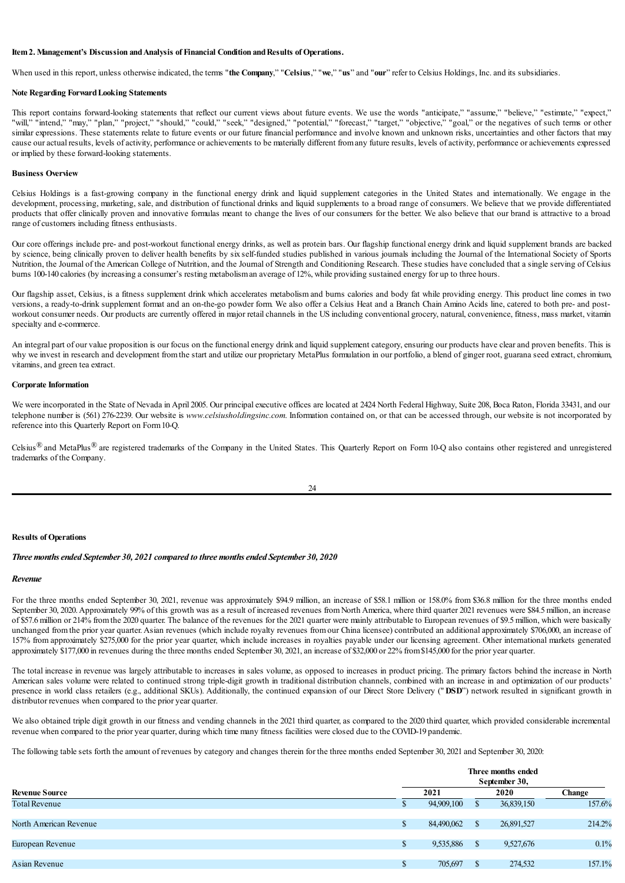**Item 2. Management's Discussion and Analysis of Financial Condition and Results of Operations.**

When used in this report, unless otherwise indicated, the terms "**the Company**," "**Celsius**," "**we**," "**us**" and "**our**" refer to Celsius Holdings, Inc. and its subsidiaries.

**Note Regarding Forward Looking Statements**

This report contains forward-looking statements that reflect our current views about future events. We use the words "anticipate," "assume," "believe," "estimate," "expect," "will," "intend," "may," "plan," "project," "should," "could," "seek," "designed," "potential," "forecast," "target," "objective," "goal," or the negatives of such terms or other similar expressions. These statements relate to future events or our future financial performance and involve known and unknown risks, uncertainties and other factors that may cause our actual results, levels of activity, performance or achievements to be materially different from any future results, levels of activity, performance or achievements expressed or implied by these forward-looking statements.

**Business Overview**

Celsius Holdings is a fast-growing company in the functional energy drink and liquid supplement categories in the United States and internationally. We engage in the development, processing, marketing, sale, and distribution of functional drinks and liquid supplements to a broad range of consumers. We believe that we provide differentiated products that offer clinically proven and innovative formulas meant to change the lives of our consumers for the better. We also believe that our brand is attractive to a broad range of customers including fitness enthusiasts.

Our core offerings include pre- and post-workout functional energy drinks, as well as protein bars. Our flagship functional energy drink and liquid supplement brands are backed by science, being clinically proven to deliver health benefits by six self-funded studies published in various journals including the Journal of the International Society of Sports Nutrition, the Journal of the American College of Nutrition, and the Journal of Strength and Conditioning Research. These studies have concluded that a single serving of Celsius burns 100-140 calories (by increasing a consumer's resting metabolism an average of 12%, while providing sustained energy for up to three hours.

Our flagship asset, Celsius, is a fitness supplement drink which accelerates metabolism and burns calories and body fat while providing energy. This product line comes in two versions, a ready-to-drink supplement format and an on-the-go powder form. We also offer a Celsius Heat and a Branch Chain Amino Acids line, catered to both pre- and post-workout consumer needs. Our products are currently offered in major retail channels in the US including conventional grocery, natural, convenience, fitness, mass market, vitamin specialty and e-commerce.

An integral part of our value proposition is our focus on the functional energy drink and liquid supplement category, ensuring our products have clear and proven benefits. This is why we invest in research and development from the start and utilize our proprietary MetaPlus formulation in our portfolio, a blend of ginger root, guarana seed extract, chromium, vitamins, and green tea extract.

**Corporate Information**

We were incorporated in the State of Nevada in April 2005. Our principal executive offices are located at 2424 North Federal Highway, Suite 208, Boca Raton, Florida 33431, and our telephone number is (561) 276-2239. Our website is *www.celsiusholdingsinc.com*. Information contained on, or that can be accessed through, our website is not incorporated by reference into this Quarterly Report on Form 10-Q.

Celsius® and MetaPlus® are registered trademarks of the Company in the United States. This Quarterly Report on Form 10-Q also contains other registered and unregistered trademarks of the Company.

**Results of Operations**

***Three months ended September 30, 2021 compared to three months ended September 30, 2020***

***Revenue***

For the three months ended September 30, 2021, revenue was approximately \$94.9 million, an increase of \$58.1 million or 158.0% from \$36.8 million for the three months ended September 30, 2020. Approximately 99% of this growth was as a result of increased revenues from North America, where third quarter 2021 revenues were \$84.5 million, an increase of \$57.6 million or 214% from the 2020 quarter. The balance of the revenues for the 2021 quarter were mainly attributable to European revenues of \$9.5 million, which were basically unchanged from the prior year quarter. Asian revenues (which include royalty revenues from our China licensee) contributed an additional approximately \$706,000, an increase of 157% from approximately \$275,000 for the prior year quarter, which include increases in royalties payable under our licensing agreement. Other international markets generated approximately \$177,000 in revenues during the three months ended September 30, 2021, an increase of \$32,000 or 22% from \$145,000 for the prior year quarter.

The total increase in revenue was largely attributable to increases in sales volume, as opposed to increases in product pricing. The primary factors behind the increase in North American sales volume were related to continued strong triple-digit growth in traditional distribution channels, combined with an increase in and optimization of our products' presence in world class retailers (e.g., additional SKUs). Additionally, the continued expansion of our Direct Store Delivery ("**DSD**") network resulted in significant growth in distributor revenues when compared to the prior year quarter.

We also obtained triple digit growth in our fitness and vending channels in the 2021 third quarter, as compared to the 2020 third quarter, which provided considerable incremental revenue when compared to the prior year quarter, during which time many fitness facilities were closed due to the COVID-19 pandemic.

The following table sets forth the amount of revenues by category and changes therein for the three months ended September 30, 2021 and September 30, 2020:

| Revenue Source | Three months ended September 30, 2021 | Three months ended September 30, 2020 | Change |
|---|---|---|---|
| Total Revenue | \$ 94,909,100 | \$ 36,839,150 | 157.6% |
| North American Revenue | \$ 84,490,062 | \$ 26,891,527 | 214.2% |
| European Revenue | \$ 9,535,886 | \$ 9,527,676 | 0.1% |
| Asian Revenue | \$ 705,697 | \$ 274,532 | 157.1% |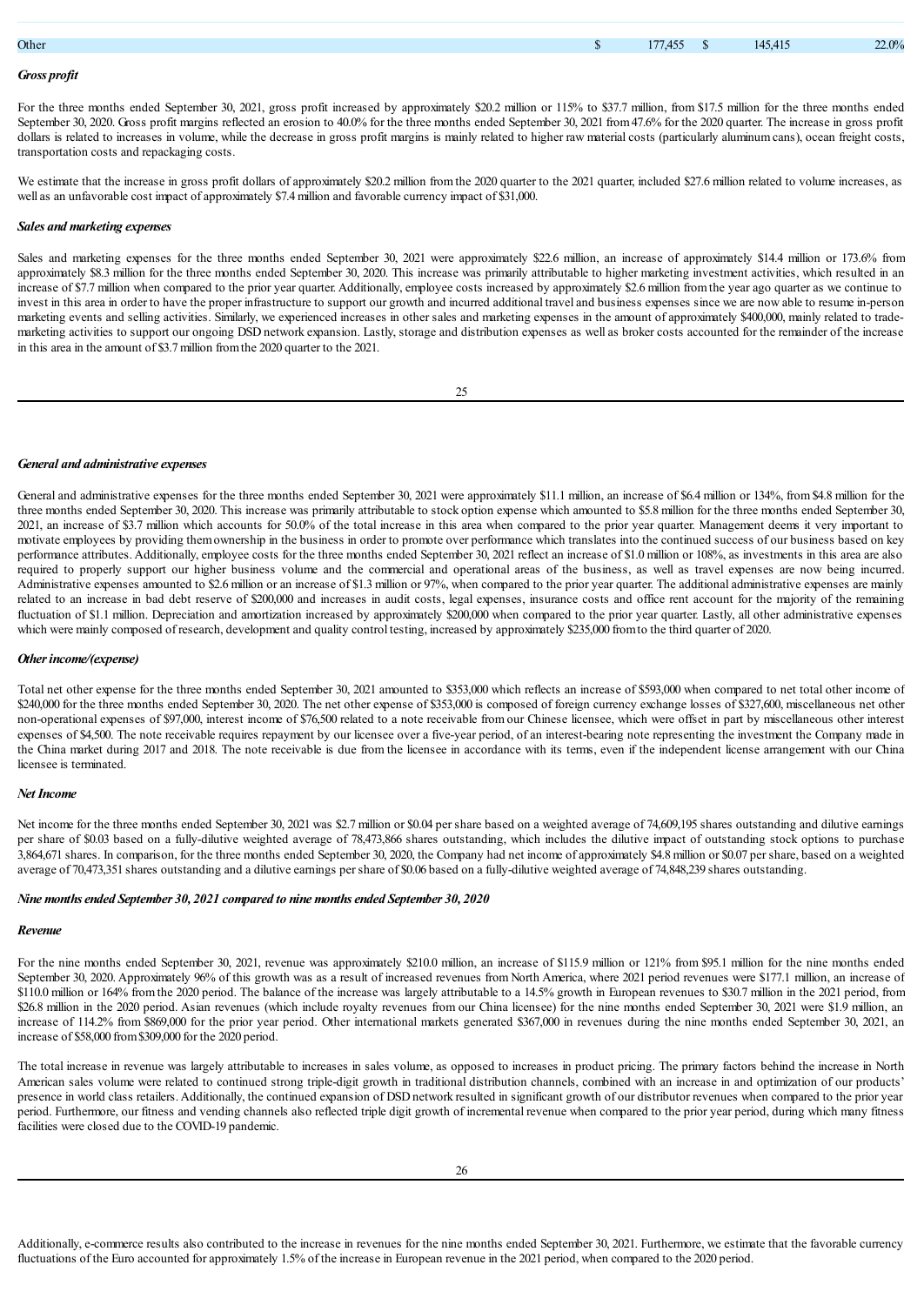| Other | $ | 177,455 | $ | 145,415 | 22.0% |
|---|---|---|---|---|---|

***Gross profit***

For the three months ended September 30, 2021, gross profit increased by approximately $20.2 million or 115% to $37.7 million, from $17.5 million for the three months ended September 30, 2020. Gross profit margins reflected an erosion to 40.0% for the three months ended September 30, 2021 from 47.6% for the 2020 quarter. The increase in gross profit dollars is related to increases in volume, while the decrease in gross profit margins is mainly related to higher raw material costs (particularly aluminum cans), ocean freight costs, transportation costs and repackaging costs.

We estimate that the increase in gross profit dollars of approximately $20.2 million from the 2020 quarter to the 2021 quarter, included $27.6 million related to volume increases, as well as an unfavorable cost impact of approximately $7.4 million and favorable currency impact of $31,000.

***Sales and marketing expenses***

Sales and marketing expenses for the three months ended September 30, 2021 were approximately $22.6 million, an increase of approximately $14.4 million or 173.6% from approximately $8.3 million for the three months ended September 30, 2020. This increase was primarily attributable to higher marketing investment activities, which resulted in an increase of $7.7 million when compared to the prior year quarter. Additionally, employee costs increased by approximately $2.6 million from the year ago quarter as we continue to invest in this area in order to have the proper infrastructure to support our growth and incurred additional travel and business expenses since we are now able to resume in-person marketing events and selling activities. Similarly, we experienced increases in other sales and marketing expenses in the amount of approximately $400,000, mainly related to trade-marketing activities to support our ongoing DSD network expansion. Lastly, storage and distribution expenses as well as broker costs accounted for the remainder of the increase in this area in the amount of $3.7 million from the 2020 quarter to the 2021.

***General and administrative expenses***

General and administrative expenses for the three months ended September 30, 2021 were approximately $11.1 million, an increase of $6.4 million or 134%, from $4.8 million for the three months ended September 30, 2020. This increase was primarily attributable to stock option expense which amounted to $5.8 million for the three months ended September 30, 2021, an increase of $3.7 million which accounts for 50.0% of the total increase in this area when compared to the prior year quarter. Management deems it very important to motivate employees by providing them ownership in the business in order to promote over performance which translates into the continued success of our business based on key performance attributes. Additionally, employee costs for the three months ended September 30, 2021 reflect an increase of $1.0 million or 108%, as investments in this area are also required to properly support our higher business volume and the commercial and operational areas of the business, as well as travel expenses are now being incurred. Administrative expenses amounted to $2.6 million or an increase of $1.3 million or 97%, when compared to the prior year quarter. The additional administrative expenses are mainly related to an increase in bad debt reserve of $200,000 and increases in audit costs, legal expenses, insurance costs and office rent account for the majority of the remaining fluctuation of $1.1 million. Depreciation and amortization increased by approximately $200,000 when compared to the prior year quarter. Lastly, all other administrative expenses which were mainly composed of research, development and quality control testing, increased by approximately $235,000 from to the third quarter of 2020.

***Other income/(expense)***

Total net other expense for the three months ended September 30, 2021 amounted to $353,000 which reflects an increase of $593,000 when compared to net total other income of $240,000 for the three months ended September 30, 2020. The net other expense of $353,000 is composed of foreign currency exchange losses of $327,600, miscellaneous net other non-operational expenses of $97,000, interest income of $76,500 related to a note receivable from our Chinese licensee, which were offset in part by miscellaneous other interest expenses of $4,500. The note receivable requires repayment by our licensee over a five-year period, of an interest-bearing note representing the investment the Company made in the China market during 2017 and 2018. The note receivable is due from the licensee in accordance with its terms, even if the independent license arrangement with our China licensee is terminated.

***Net Income***

Net income for the three months ended September 30, 2021 was $2.7 million or $0.04 per share based on a weighted average of 74,609,195 shares outstanding and dilutive earnings per share of $0.03 based on a fully-dilutive weighted average of 78,473,866 shares outstanding, which includes the dilutive impact of outstanding stock options to purchase 3,864,671 shares. In comparison, for the three months ended September 30, 2020, the Company had net income of approximately $4.8 million or $0.07 per share, based on a weighted average of 70,473,351 shares outstanding and a dilutive earnings per share of $0.06 based on a fully-dilutive weighted average of 74,848,239 shares outstanding.

***Nine months ended September 30, 2021 compared to nine months ended September 30, 2020***

***Revenue***

For the nine months ended September 30, 2021, revenue was approximately $210.0 million, an increase of $115.9 million or 121% from $95.1 million for the nine months ended September 30, 2020. Approximately 96% of this growth was as a result of increased revenues from North America, where 2021 period revenues were $177.1 million, an increase of $110.0 million or 164% from the 2020 period. The balance of the increase was largely attributable to a 14.5% growth in European revenues to $30.7 million in the 2021 period, from $26.8 million in the 2020 period. Asian revenues (which include royalty revenues from our China licensee) for the nine months ended September 30, 2021 were $1.9 million, an increase of 114.2% from $869,000 for the prior year period. Other international markets generated $367,000 in revenues during the nine months ended September 30, 2021, an increase of $58,000 from $309,000 for the 2020 period.

The total increase in revenue was largely attributable to increases in sales volume, as opposed to increases in product pricing. The primary factors behind the increase in North American sales volume were related to continued strong triple-digit growth in traditional distribution channels, combined with an increase in and optimization of our products' presence in world class retailers. Additionally, the continued expansion of DSD network resulted in significant growth of our distributor revenues when compared to the prior year period. Furthermore, our fitness and vending channels also reflected triple digit growth of incremental revenue when compared to the prior year period, during which many fitness facilities were closed due to the COVID-19 pandemic.

Additionally, e-commerce results also contributed to the increase in revenues for the nine months ended September 30, 2021. Furthermore, we estimate that the favorable currency fluctuations of the Euro accounted for approximately 1.5% of the increase in European revenue in the 2021 period, when compared to the 2020 period.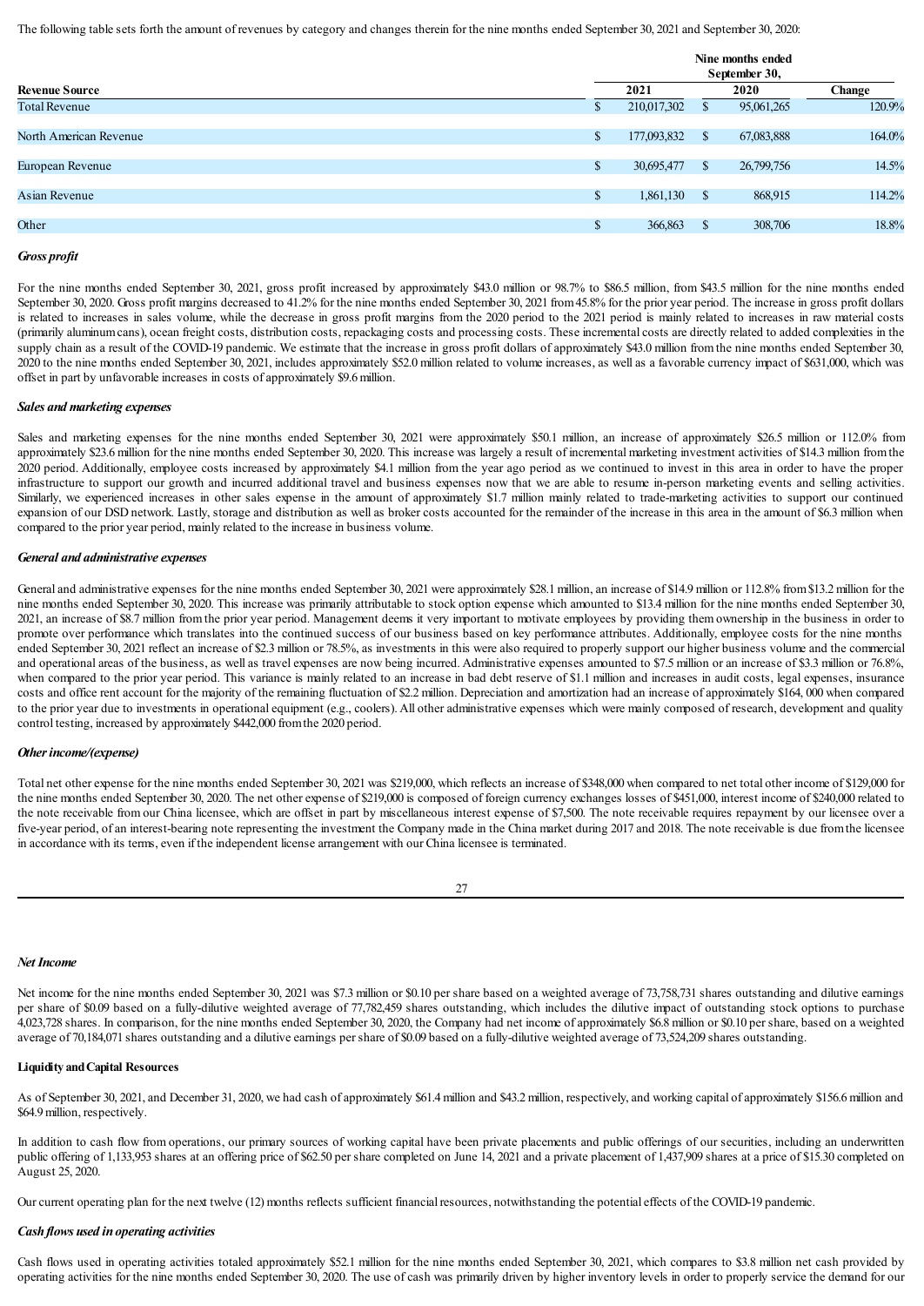The following table sets forth the amount of revenues by category and changes therein for the nine months ended September 30, 2021 and September 30, 2020:

| Revenue Source | Nine months ended September 30, 2021 | Nine months ended September 30, 2020 | Change |
|---|---|---|---|
| Total Revenue | $ 210,017,302 | $ 95,061,265 | 120.9% |
| North American Revenue | $ 177,093,832 | $ 67,083,888 | 164.0% |
| European Revenue | $ 30,695,477 | $ 26,799,756 | 14.5% |
| Asian Revenue | $ 1,861,130 | $ 868,915 | 114.2% |
| Other | $ 366,863 | $ 308,706 | 18.8% |

***Gross profit***

For the nine months ended September 30, 2021, gross profit increased by approximately $43.0 million or 98.7% to $86.5 million, from $43.5 million for the nine months ended September 30, 2020. Gross profit margins decreased to 41.2% for the nine months ended September 30, 2021 from 45.8% for the prior year period. The increase in gross profit dollars is related to increases in sales volume, while the decrease in gross profit margins from the 2020 period to the 2021 period is mainly related to increases in raw material costs (primarily aluminum cans), ocean freight costs, distribution costs, repackaging costs and processing costs. These incremental costs are directly related to added complexities in the supply chain as a result of the COVID-19 pandemic. We estimate that the increase in gross profit dollars of approximately $43.0 million from the nine months ended September 30, 2020 to the nine months ended September 30, 2021, includes approximately $52.0 million related to volume increases, as well as a favorable currency impact of $631,000, which was offset in part by unfavorable increases in costs of approximately $9.6 million.

***Sales and marketing expenses***

Sales and marketing expenses for the nine months ended September 30, 2021 were approximately $50.1 million, an increase of approximately $26.5 million or 112.0% from approximately $23.6 million for the nine months ended September 30, 2020. This increase was largely a result of incremental marketing investment activities of $14.3 million from the 2020 period. Additionally, employee costs increased by approximately $4.1 million from the year ago period as we continued to invest in this area in order to have the proper infrastructure to support our growth and incurred additional travel and business expenses now that we are able to resume in-person marketing events and selling activities. Similarly, we experienced increases in other sales expense in the amount of approximately $1.7 million mainly related to trade-marketing activities to support our continued expansion of our DSD network. Lastly, storage and distribution as well as broker costs accounted for the remainder of the increase in this area in the amount of $6.3 million when compared to the prior year period, mainly related to the increase in business volume.

***General and administrative expenses***

General and administrative expenses for the nine months ended September 30, 2021 were approximately $28.1 million, an increase of $14.9 million or 112.8% from $13.2 million for the nine months ended September 30, 2020. This increase was primarily attributable to stock option expense which amounted to $13.4 million for the nine months ended September 30, 2021, an increase of $8.7 million from the prior year period. Management deems it very important to motivate employees by providing them ownership in the business in order to promote over performance which translates into the continued success of our business based on key performance attributes. Additionally, employee costs for the nine months ended September 30, 2021 reflect an increase of $2.3 million or 78.5%, as investments in this were also required to properly support our higher business volume and the commercial and operational areas of the business, as well as travel expenses are now being incurred. Administrative expenses amounted to $7.5 million or an increase of $3.3 million or 76.8%, when compared to the prior year period. This variance is mainly related to an increase in bad debt reserve of $1.1 million and increases in audit costs, legal expenses, insurance costs and office rent account for the majority of the remaining fluctuation of $2.2 million. Depreciation and amortization had an increase of approximately $164, 000 when compared to the prior year due to investments in operational equipment (e.g., coolers). All other administrative expenses which were mainly composed of research, development and quality control testing, increased by approximately $442,000 from the 2020 period.

***Other income/(expense)***

Total net other expense for the nine months ended September 30, 2021 was $219,000, which reflects an increase of $348,000 when compared to net total other income of $129,000 for the nine months ended September 30, 2020. The net other expense of $219,000 is composed of foreign currency exchanges losses of $451,000, interest income of $240,000 related to the note receivable from our China licensee, which are offset in part by miscellaneous interest expense of $7,500. The note receivable requires repayment by our licensee over a five-year period, of an interest-bearing note representing the investment the Company made in the China market during 2017 and 2018. The note receivable is due from the licensee in accordance with its terms, even if the independent license arrangement with our China licensee is terminated.

***Net Income***

Net income for the nine months ended September 30, 2021 was $7.3 million or $0.10 per share based on a weighted average of 73,758,731 shares outstanding and dilutive earnings per share of $0.09 based on a fully-dilutive weighted average of 77,782,459 shares outstanding, which includes the dilutive impact of outstanding stock options to purchase 4,023,728 shares. In comparison, for the nine months ended September 30, 2020, the Company had net income of approximately $6.8 million or $0.10 per share, based on a weighted average of 70,184,071 shares outstanding and a dilutive earnings per share of $0.09 based on a fully-dilutive weighted average of 73,524,209 shares outstanding.

**Liquidity and Capital Resources**

As of September 30, 2021, and December 31, 2020, we had cash of approximately $61.4 million and $43.2 million, respectively, and working capital of approximately $156.6 million and $64.9 million, respectively.

In addition to cash flow from operations, our primary sources of working capital have been private placements and public offerings of our securities, including an underwritten public offering of 1,133,953 shares at an offering price of $62.50 per share completed on June 14, 2021 and a private placement of 1,437,909 shares at a price of $15.30 completed on August 25, 2020.

Our current operating plan for the next twelve (12) months reflects sufficient financial resources, notwithstanding the potential effects of the COVID-19 pandemic.

***Cash flows used in operating activities***

Cash flows used in operating activities totaled approximately $52.1 million for the nine months ended September 30, 2021, which compares to $3.8 million net cash provided by operating activities for the nine months ended September 30, 2020. The use of cash was primarily driven by higher inventory levels in order to properly service the demand for our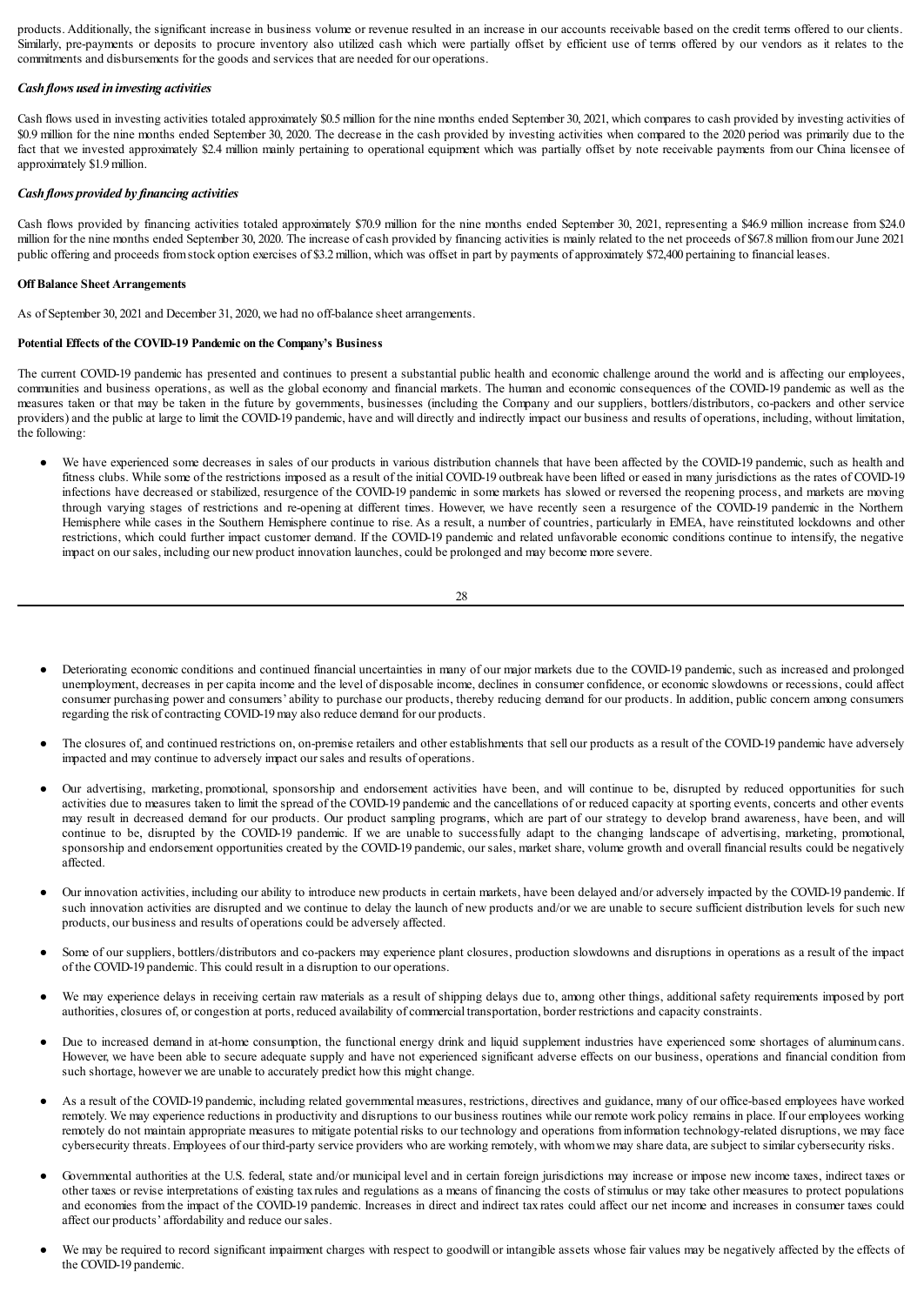products. Additionally, the significant increase in business volume or revenue resulted in an increase in our accounts receivable based on the credit terms offered to our clients. Similarly, pre-payments or deposits to procure inventory also utilized cash which were partially offset by efficient use of terms offered by our vendors as it relates to the commitments and disbursements for the goods and services that are needed for our operations.

***Cash flows used in investing activities***

Cash flows used in investing activities totaled approximately $0.5 million for the nine months ended September 30, 2021, which compares to cash provided by investing activities of $0.9 million for the nine months ended September 30, 2020. The decrease in the cash provided by investing activities when compared to the 2020 period was primarily due to the fact that we invested approximately $2.4 million mainly pertaining to operational equipment which was partially offset by note receivable payments from our China licensee of approximately $1.9 million.

***Cash flows provided by financing activities***

Cash flows provided by financing activities totaled approximately $70.9 million for the nine months ended September 30, 2021, representing a $46.9 million increase from $24.0 million for the nine months ended September 30, 2020. The increase of cash provided by financing activities is mainly related to the net proceeds of $67.8 million from our June 2021 public offering and proceeds from stock option exercises of $3.2 million, which was offset in part by payments of approximately $72,400 pertaining to financial leases.

**Off Balance Sheet Arrangements**

As of September 30, 2021 and December 31, 2020, we had no off-balance sheet arrangements.

**Potential Effects of the COVID-19 Pandemic on the Company's Business**

The current COVID-19 pandemic has presented and continues to present a substantial public health and economic challenge around the world and is affecting our employees, communities and business operations, as well as the global economy and financial markets. The human and economic consequences of the COVID-19 pandemic as well as the measures taken or that may be taken in the future by governments, businesses (including the Company and our suppliers, bottlers/distributors, co-packers and other service providers) and the public at large to limit the COVID-19 pandemic, have and will directly and indirectly impact our business and results of operations, including, without limitation, the following:

- We have experienced some decreases in sales of our products in various distribution channels that have been affected by the COVID-19 pandemic, such as health and fitness clubs. While some of the restrictions imposed as a result of the initial COVID-19 outbreak have been lifted or eased in many jurisdictions as the rates of COVID-19 infections have decreased or stabilized, resurgence of the COVID-19 pandemic in some markets has slowed or reversed the reopening process, and markets are moving through varying stages of restrictions and re-opening at different times. However, we have recently seen a resurgence of the COVID-19 pandemic in the Northern Hemisphere while cases in the Southern Hemisphere continue to rise. As a result, a number of countries, particularly in EMEA, have reinstituted lockdowns and other restrictions, which could further impact customer demand. If the COVID-19 pandemic and related unfavorable economic conditions continue to intensify, the negative impact on our sales, including our new product innovation launches, could be prolonged and may become more severe.

- Deteriorating economic conditions and continued financial uncertainties in many of our major markets due to the COVID-19 pandemic, such as increased and prolonged unemployment, decreases in per capita income and the level of disposable income, declines in consumer confidence, or economic slowdowns or recessions, could affect consumer purchasing power and consumers' ability to purchase our products, thereby reducing demand for our products. In addition, public concern among consumers regarding the risk of contracting COVID-19 may also reduce demand for our products.

- The closures of, and continued restrictions on, on-premise retailers and other establishments that sell our products as a result of the COVID-19 pandemic have adversely impacted and may continue to adversely impact our sales and results of operations.

- Our advertising, marketing, promotional, sponsorship and endorsement activities have been, and will continue to be, disrupted by reduced opportunities for such activities due to measures taken to limit the spread of the COVID-19 pandemic and the cancellations of or reduced capacity at sporting events, concerts and other events may result in decreased demand for our products. Our product sampling programs, which are part of our strategy to develop brand awareness, have been, and will continue to be, disrupted by the COVID-19 pandemic. If we are unable to successfully adapt to the changing landscape of advertising, marketing, promotional, sponsorship and endorsement opportunities created by the COVID-19 pandemic, our sales, market share, volume growth and overall financial results could be negatively affected.

- Our innovation activities, including our ability to introduce new products in certain markets, have been delayed and/or adversely impacted by the COVID-19 pandemic. If such innovation activities are disrupted and we continue to delay the launch of new products and/or we are unable to secure sufficient distribution levels for such new products, our business and results of operations could be adversely affected.

- Some of our suppliers, bottlers/distributors and co-packers may experience plant closures, production slowdowns and disruptions in operations as a result of the impact of the COVID-19 pandemic. This could result in a disruption to our operations.

- We may experience delays in receiving certain raw materials as a result of shipping delays due to, among other things, additional safety requirements imposed by port authorities, closures of, or congestion at ports, reduced availability of commercial transportation, border restrictions and capacity constraints.

- Due to increased demand in at-home consumption, the functional energy drink and liquid supplement industries have experienced some shortages of aluminum cans. However, we have been able to secure adequate supply and have not experienced significant adverse effects on our business, operations and financial condition from such shortage, however we are unable to accurately predict how this might change.

- As a result of the COVID-19 pandemic, including related governmental measures, restrictions, directives and guidance, many of our office-based employees have worked remotely. We may experience reductions in productivity and disruptions to our business routines while our remote work policy remains in place. If our employees working remotely do not maintain appropriate measures to mitigate potential risks to our technology and operations from information technology-related disruptions, we may face cybersecurity threats. Employees of our third-party service providers who are working remotely, with whom we may share data, are subject to similar cybersecurity risks.

- Governmental authorities at the U.S. federal, state and/or municipal level and in certain foreign jurisdictions may increase or impose new income taxes, indirect taxes or other taxes or revise interpretations of existing tax rules and regulations as a means of financing the costs of stimulus or may take other measures to protect populations and economies from the impact of the COVID-19 pandemic. Increases in direct and indirect tax rates could affect our net income and increases in consumer taxes could affect our products' affordability and reduce our sales.

- We may be required to record significant impairment charges with respect to goodwill or intangible assets whose fair values may be negatively affected by the effects of the COVID-19 pandemic.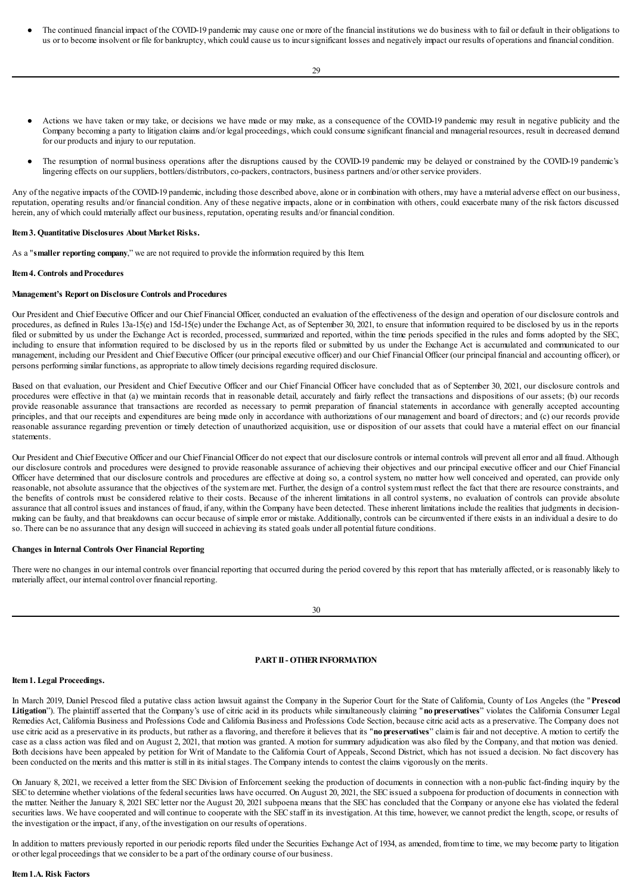- The continued financial impact of the COVID-19 pandemic may cause one or more of the financial institutions we do business with to fail or default in their obligations to us or to become insolvent or file for bankruptcy, which could cause us to incur significant losses and negatively impact our results of operations and financial condition.

- Actions we have taken or may take, or decisions we have made or may make, as a consequence of the COVID-19 pandemic may result in negative publicity and the Company becoming a party to litigation claims and/or legal proceedings, which could consume significant financial and managerial resources, result in decreased demand for our products and injury to our reputation.
- The resumption of normal business operations after the disruptions caused by the COVID-19 pandemic may be delayed or constrained by the COVID-19 pandemic's lingering effects on our suppliers, bottlers/distributors, co-packers, contractors, business partners and/or other service providers.

Any of the negative impacts of the COVID-19 pandemic, including those described above, alone or in combination with others, may have a material adverse effect on our business, reputation, operating results and/or financial condition. Any of these negative impacts, alone or in combination with others, could exacerbate many of the risk factors discussed herein, any of which could materially affect our business, reputation, operating results and/or financial condition.

**Item 3. Quantitative Disclosures About Market Risks.**

As a "**smaller reporting company**," we are not required to provide the information required by this Item.

**Item 4. Controls and Procedures**

**Management's Report on Disclosure Controls and Procedures**

Our President and Chief Executive Officer and our Chief Financial Officer, conducted an evaluation of the effectiveness of the design and operation of our disclosure controls and procedures, as defined in Rules 13a-15(e) and 15d-15(e) under the Exchange Act, as of September 30, 2021, to ensure that information required to be disclosed by us in the reports filed or submitted by us under the Exchange Act is recorded, processed, summarized and reported, within the time periods specified in the rules and forms adopted by the SEC, including to ensure that information required to be disclosed by us in the reports filed or submitted by us under the Exchange Act is accumulated and communicated to our management, including our President and Chief Executive Officer (our principal executive officer) and our Chief Financial Officer (our principal financial and accounting officer), or persons performing similar functions, as appropriate to allow timely decisions regarding required disclosure.

Based on that evaluation, our President and Chief Executive Officer and our Chief Financial Officer have concluded that as of September 30, 2021, our disclosure controls and procedures were effective in that (a) we maintain records that in reasonable detail, accurately and fairly reflect the transactions and dispositions of our assets; (b) our records provide reasonable assurance that transactions are recorded as necessary to permit preparation of financial statements in accordance with generally accepted accounting principles, and that our receipts and expenditures are being made only in accordance with authorizations of our management and board of directors; and (c) our records provide reasonable assurance regarding prevention or timely detection of unauthorized acquisition, use or disposition of our assets that could have a material effect on our financial statements.

Our President and Chief Executive Officer and our Chief Financial Officer do not expect that our disclosure controls or internal controls will prevent all error and all fraud. Although our disclosure controls and procedures were designed to provide reasonable assurance of achieving their objectives and our principal executive officer and our Chief Financial Officer have determined that our disclosure controls and procedures are effective at doing so, a control system, no matter how well conceived and operated, can provide only reasonable, not absolute assurance that the objectives of the system are met. Further, the design of a control system must reflect the fact that there are resource constraints, and the benefits of controls must be considered relative to their costs. Because of the inherent limitations in all control systems, no evaluation of controls can provide absolute assurance that all control issues and instances of fraud, if any, within the Company have been detected. These inherent limitations include the realities that judgments in decision-making can be faulty, and that breakdowns can occur because of simple error or mistake. Additionally, controls can be circumvented if there exists in an individual a desire to do so. There can be no assurance that any design will succeed in achieving its stated goals under all potential future conditions.

**Changes in Internal Controls Over Financial Reporting**

There were no changes in our internal controls over financial reporting that occurred during the period covered by this report that has materially affected, or is reasonably likely to materially affect, our internal control over financial reporting.

**PART II - OTHER INFORMATION**

**Item 1. Legal Proceedings.**

In March 2019, Daniel Prescod filed a putative class action lawsuit against the Company in the Superior Court for the State of California, County of Los Angeles (the "**Prescod Litigation**"). The plaintiff asserted that the Company's use of citric acid in its products while simultaneously claiming "**no preservatives**" violates the California Consumer Legal Remedies Act, California Business and Professions Code and California Business and Professions Code Section, because citric acid acts as a preservative. The Company does not use citric acid as a preservative in its products, but rather as a flavoring, and therefore it believes that its "**no preservatives**" claim is fair and not deceptive. A motion to certify the case as a class action was filed and on August 2, 2021, that motion was granted. A motion for summary adjudication was also filed by the Company, and that motion was denied. Both decisions have been appealed by petition for Writ of Mandate to the California Court of Appeals, Second District, which has not issued a decision. No fact discovery has been conducted on the merits and this matter is still in its initial stages. The Company intends to contest the claims vigorously on the merits.

On January 8, 2021, we received a letter from the SEC Division of Enforcement seeking the production of documents in connection with a non-public fact-finding inquiry by the SEC to determine whether violations of the federal securities laws have occurred. On August 20, 2021, the SEC issued a subpoena for production of documents in connection with the matter. Neither the January 8, 2021 SEC letter nor the August 20, 2021 subpoena means that the SEC has concluded that the Company or anyone else has violated the federal securities laws. We have cooperated and will continue to cooperate with the SEC staff in its investigation. At this time, however, we cannot predict the length, scope, or results of the investigation or the impact, if any, of the investigation on our results of operations.

In addition to matters previously reported in our periodic reports filed under the Securities Exchange Act of 1934, as amended, from time to time, we may become party to litigation or other legal proceedings that we consider to be a part of the ordinary course of our business.

**Item 1.A. Risk Factors**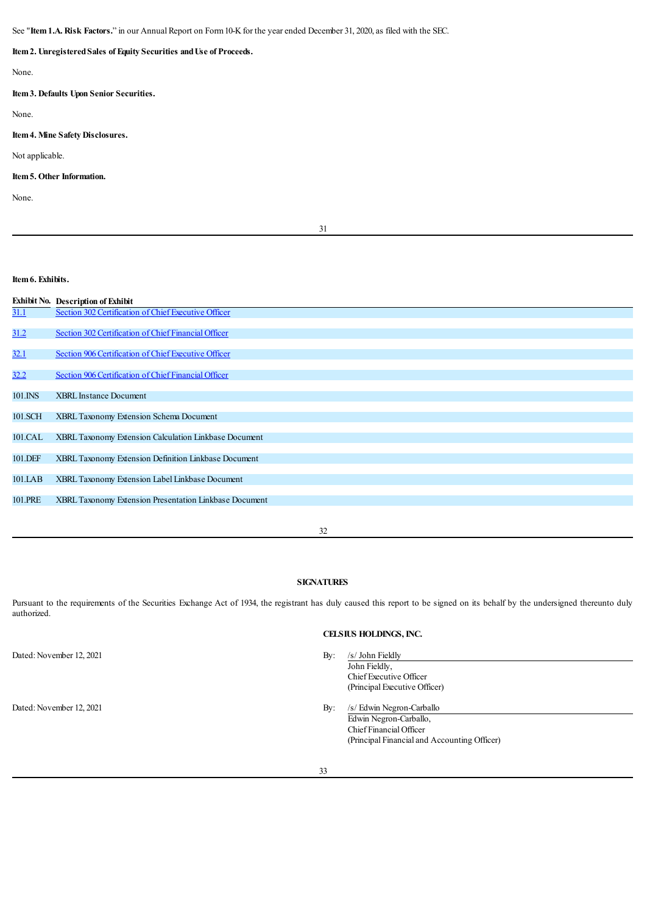See "**Item 1.A. Risk Factors.**" in our Annual Report on Form 10-K for the year ended December 31, 2020, as filed with the SEC.

**Item 2. Unregistered Sales of Equity Securities and Use of Proceeds.**

None.

**Item 3. Defaults Upon Senior Securities.**

None.

**Item 4. Mine Safety Disclosures.**

Not applicable.

**Item 5. Other Information.**

None.

**Item 6. Exhibits.**

| Exhibit No. | Description of Exhibit |
|---|---|
| 31.1 | Section 302 Certification of Chief Executive Officer |
| 31.2 | Section 302 Certification of Chief Financial Officer |
| 32.1 | Section 906 Certification of Chief Executive Officer |
| 32.2 | Section 906 Certification of Chief Financial Officer |
| 101.INS | XBRL Instance Document |
| 101.SCH | XBRL Taxonomy Extension Schema Document |
| 101.CAL | XBRL Taxonomy Extension Calculation Linkbase Document |
| 101.DEF | XBRL Taxonomy Extension Definition Linkbase Document |
| 101.LAB | XBRL Taxonomy Extension Label Linkbase Document |
| 101.PRE | XBRL Taxonomy Extension Presentation Linkbase Document |

**SIGNATURES**

Pursuant to the requirements of the Securities Exchange Act of 1934, the registrant has duly caused this report to be signed on its behalf by the undersigned thereunto duly authorized.

**CELSIUS HOLDINGS, INC.**

Dated: November 12, 2021

By: /s/ John Fieldly
John Fieldly,
Chief Executive Officer
(Principal Executive Officer)

Dated: November 12, 2021

By: /s/ Edwin Negron-Carballo
Edwin Negron-Carballo,
Chief Financial Officer
(Principal Financial and Accounting Officer)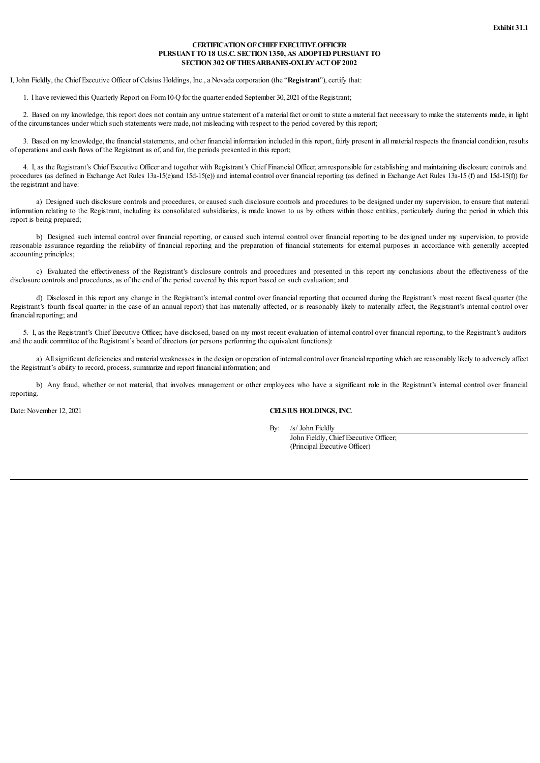**Exhibit 31.1**

**CERTIFICATION OF CHIEF EXECUTIVE OFFICER PURSUANT TO 18 U.S.C. SECTION 1350, AS ADOPTED PURSUANT TO SECTION 302 OF THE SARBANES-OXLEY ACT OF 2002**

I, John Fieldly, the Chief Executive Officer of Celsius Holdings, Inc., a Nevada corporation (the "**Registrant**"), certify that:

1. I have reviewed this Quarterly Report on Form 10-Q for the quarter ended September 30, 2021 of the Registrant;

2. Based on my knowledge, this report does not contain any untrue statement of a material fact or omit to state a material fact necessary to make the statements made, in light of the circumstances under which such statements were made, not misleading with respect to the period covered by this report;

3. Based on my knowledge, the financial statements, and other financial information included in this report, fairly present in all material respects the financial condition, results of operations and cash flows of the Registrant as of, and for, the periods presented in this report;

4. I, as the Registrant's Chief Executive Officer and together with Registrant's Chief Financial Officer, am responsible for establishing and maintaining disclosure controls and procedures (as defined in Exchange Act Rules 13a-15(e)and 15d-15(e)) and internal control over financial reporting (as defined in Exchange Act Rules 13a-15 (f) and 15d-15(f)) for the registrant and have:

a) Designed such disclosure controls and procedures, or caused such disclosure controls and procedures to be designed under my supervision, to ensure that material information relating to the Registrant, including its consolidated subsidiaries, is made known to us by others within those entities, particularly during the period in which this report is being prepared;

b) Designed such internal control over financial reporting, or caused such internal control over financial reporting to be designed under my supervision, to provide reasonable assurance regarding the reliability of financial reporting and the preparation of financial statements for external purposes in accordance with generally accepted accounting principles;

c) Evaluated the effectiveness of the Registrant's disclosure controls and procedures and presented in this report my conclusions about the effectiveness of the disclosure controls and procedures, as of the end of the period covered by this report based on such evaluation; and

d) Disclosed in this report any change in the Registrant's internal control over financial reporting that occurred during the Registrant's most recent fiscal quarter (the Registrant's fourth fiscal quarter in the case of an annual report) that has materially affected, or is reasonably likely to materially affect, the Registrant's internal control over financial reporting; and

5. I, as the Registrant's Chief Executive Officer, have disclosed, based on my most recent evaluation of internal control over financial reporting, to the Registrant's auditors and the audit committee of the Registrant's board of directors (or persons performing the equivalent functions):

a) All significant deficiencies and material weaknesses in the design or operation of internal control over financial reporting which are reasonably likely to adversely affect the Registrant's ability to record, process, summarize and report financial information; and

b) Any fraud, whether or not material, that involves management or other employees who have a significant role in the Registrant's internal control over financial reporting.

Date: November 12, 2021

**CELSIUS HOLDINGS, INC**.

By: /s/ John Fieldly
John Fieldly, Chief Executive Officer;
(Principal Executive Officer)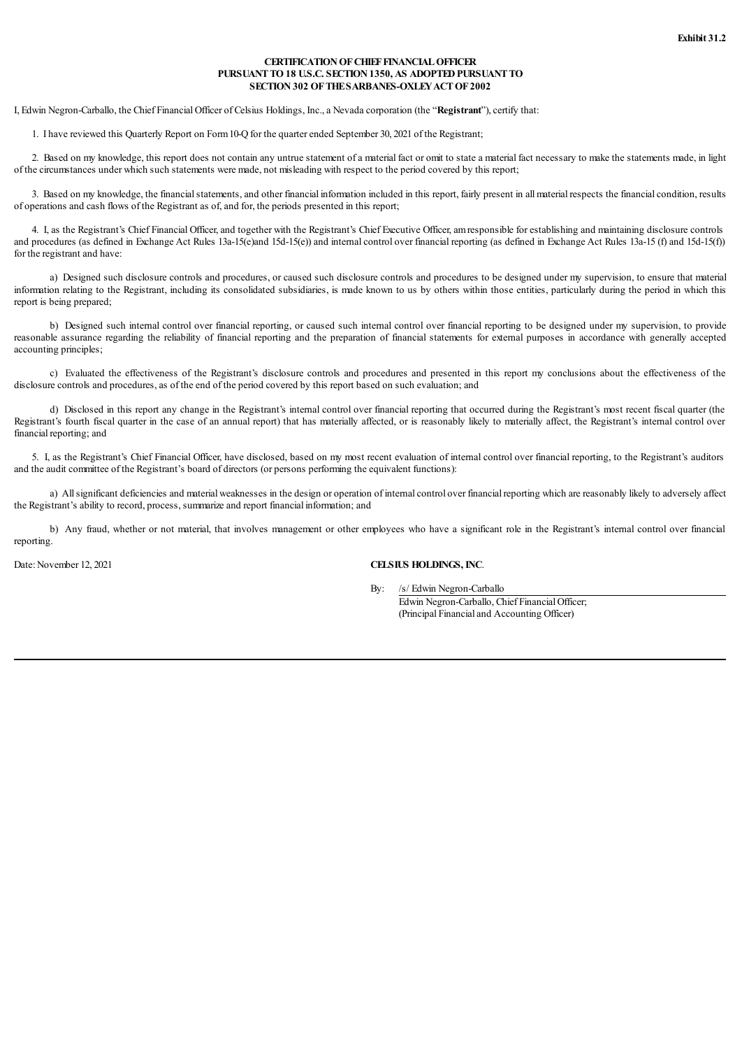**Exhibit 31.2**

**CERTIFICATION OF CHIEF FINANCIAL OFFICER
PURSUANT TO 18 U.S.C. SECTION 1350, AS ADOPTED PURSUANT TO
SECTION 302 OF THE SARBANES-OXLEY ACT OF 2002**

I, Edwin Negron-Carballo, the Chief Financial Officer of Celsius Holdings, Inc., a Nevada corporation (the "**Registrant**"), certify that:

1. I have reviewed this Quarterly Report on Form 10-Q for the quarter ended September 30, 2021 of the Registrant;

2. Based on my knowledge, this report does not contain any untrue statement of a material fact or omit to state a material fact necessary to make the statements made, in light of the circumstances under which such statements were made, not misleading with respect to the period covered by this report;

3. Based on my knowledge, the financial statements, and other financial information included in this report, fairly present in all material respects the financial condition, results of operations and cash flows of the Registrant as of, and for, the periods presented in this report;

4. I, as the Registrant's Chief Financial Officer, and together with the Registrant's Chief Executive Officer, am responsible for establishing and maintaining disclosure controls and procedures (as defined in Exchange Act Rules 13a-15(e)and 15d-15(e)) and internal control over financial reporting (as defined in Exchange Act Rules 13a-15 (f) and 15d-15(f)) for the registrant and have:

a) Designed such disclosure controls and procedures, or caused such disclosure controls and procedures to be designed under my supervision, to ensure that material information relating to the Registrant, including its consolidated subsidiaries, is made known to us by others within those entities, particularly during the period in which this report is being prepared;

b) Designed such internal control over financial reporting, or caused such internal control over financial reporting to be designed under my supervision, to provide reasonable assurance regarding the reliability of financial reporting and the preparation of financial statements for external purposes in accordance with generally accepted accounting principles;

c) Evaluated the effectiveness of the Registrant's disclosure controls and procedures and presented in this report my conclusions about the effectiveness of the disclosure controls and procedures, as of the end of the period covered by this report based on such evaluation; and

d) Disclosed in this report any change in the Registrant's internal control over financial reporting that occurred during the Registrant's most recent fiscal quarter (the Registrant's fourth fiscal quarter in the case of an annual report) that has materially affected, or is reasonably likely to materially affect, the Registrant's internal control over financial reporting; and

5. I, as the Registrant's Chief Financial Officer, have disclosed, based on my most recent evaluation of internal control over financial reporting, to the Registrant's auditors and the audit committee of the Registrant's board of directors (or persons performing the equivalent functions):

a) All significant deficiencies and material weaknesses in the design or operation of internal control over financial reporting which are reasonably likely to adversely affect the Registrant's ability to record, process, summarize and report financial information; and

b) Any fraud, whether or not material, that involves management or other employees who have a significant role in the Registrant's internal control over financial reporting.

Date: November 12, 2021

**CELSIUS HOLDINGS, INC**.

By: /s/ Edwin Negron-Carballo
Edwin Negron-Carballo, Chief Financial Officer;
(Principal Financial and Accounting Officer)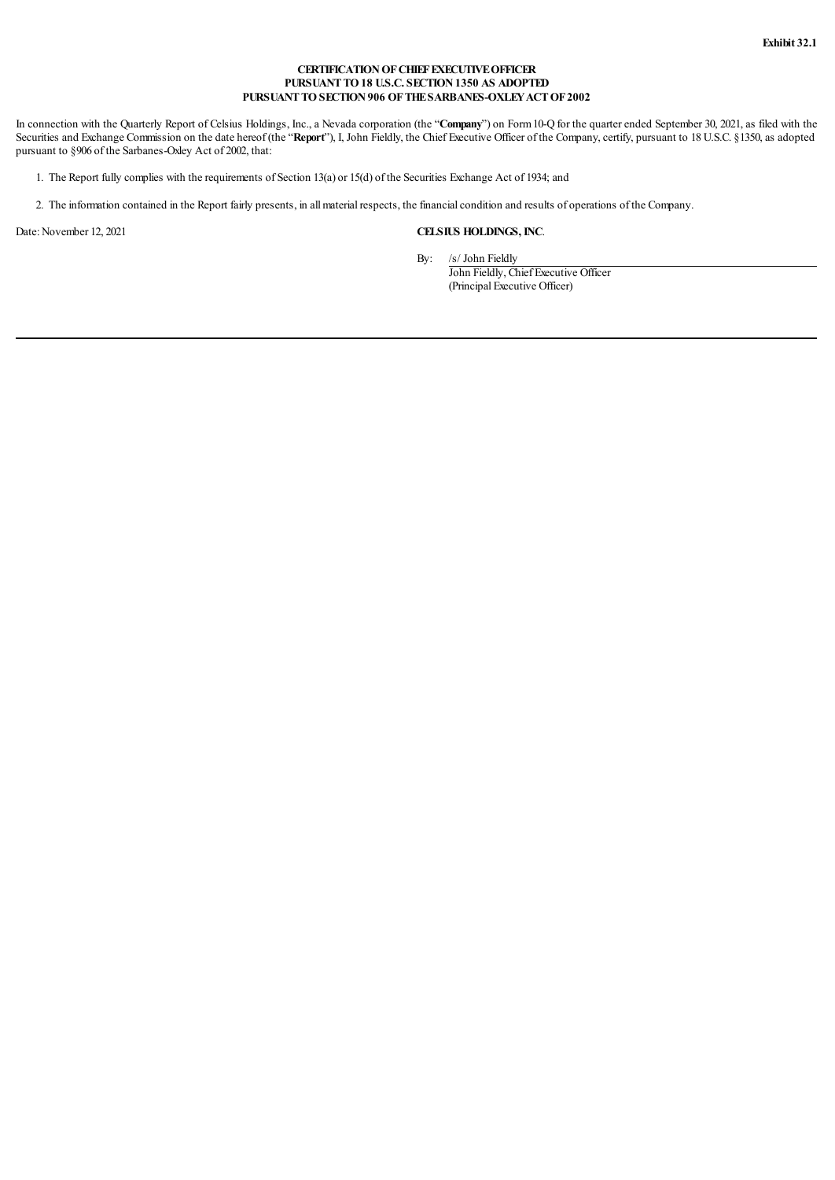**Exhibit 32.1**

**CERTIFICATION OF CHIEF EXECUTIVE OFFICER**
**PURSUANT TO 18 U.S.C. SECTION 1350 AS ADOPTED**
**PURSUANT TO SECTION 906 OF THE SARBANES-OXLEY ACT OF 2002**

In connection with the Quarterly Report of Celsius Holdings, Inc., a Nevada corporation (the "**Company**") on Form 10-Q for the quarter ended September 30, 2021, as filed with the Securities and Exchange Commission on the date hereof (the "**Report**"), I, John Fieldly, the Chief Executive Officer of the Company, certify, pursuant to 18 U.S.C. §1350, as adopted pursuant to §906 of the Sarbanes-Oxley Act of 2002, that:

1. The Report fully complies with the requirements of Section 13(a) or 15(d) of the Securities Exchange Act of 1934; and
2. The information contained in the Report fairly presents, in all material respects, the financial condition and results of operations of the Company.

Date: November 12, 2021

**CELSIUS HOLDINGS, INC.**

By: /s/ John Fieldly
John Fieldly, Chief Executive Officer
(Principal Executive Officer)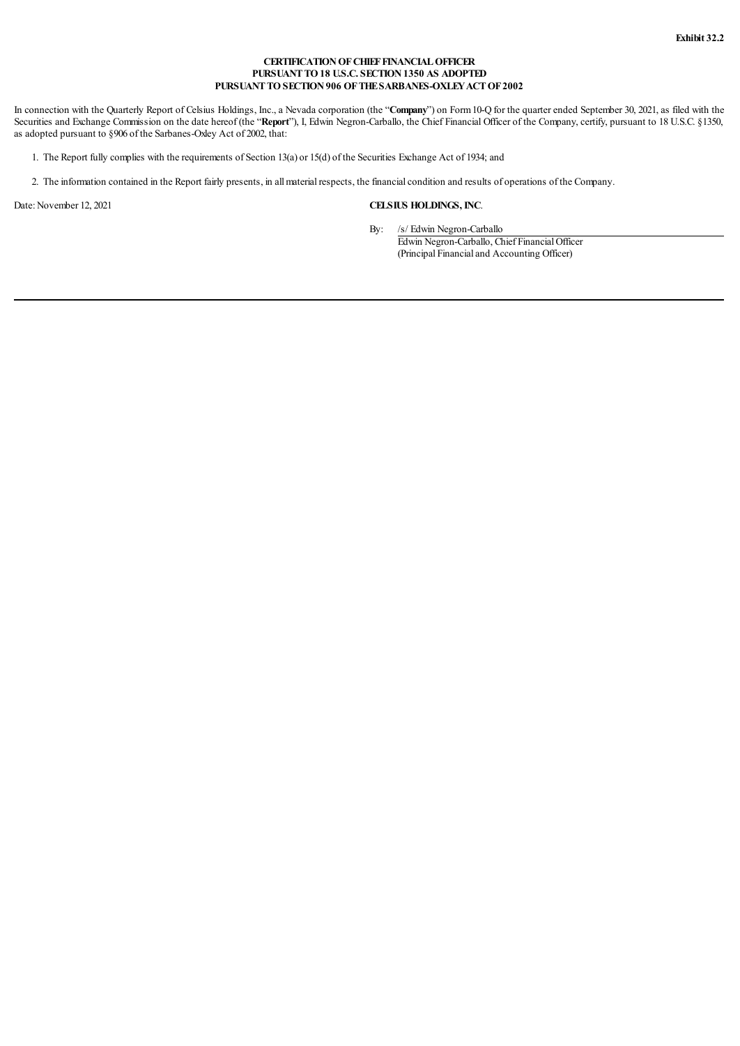**Exhibit 32.2**

**CERTIFICATION OF CHIEF FINANCIAL OFFICER**
**PURSUANT TO 18 U.S.C. SECTION 1350 AS ADOPTED**
**PURSUANT TO SECTION 906 OF THE SARBANES-OXLEY ACT OF 2002**

In connection with the Quarterly Report of Celsius Holdings, Inc., a Nevada corporation (the "**Company**") on Form 10-Q for the quarter ended September 30, 2021, as filed with the Securities and Exchange Commission on the date hereof (the "**Report**"), I, Edwin Negron-Carballo, the Chief Financial Officer of the Company, certify, pursuant to 18 U.S.C. §1350, as adopted pursuant to §906 of the Sarbanes-Oxley Act of 2002, that:

1. The Report fully complies with the requirements of Section 13(a) or 15(d) of the Securities Exchange Act of 1934; and

2. The information contained in the Report fairly presents, in all material respects, the financial condition and results of operations of the Company.

Date: November 12, 2021

**CELSIUS HOLDINGS, INC**.

By: /s/ Edwin Negron-Carballo
Edwin Negron-Carballo, Chief Financial Officer
(Principal Financial and Accounting Officer)